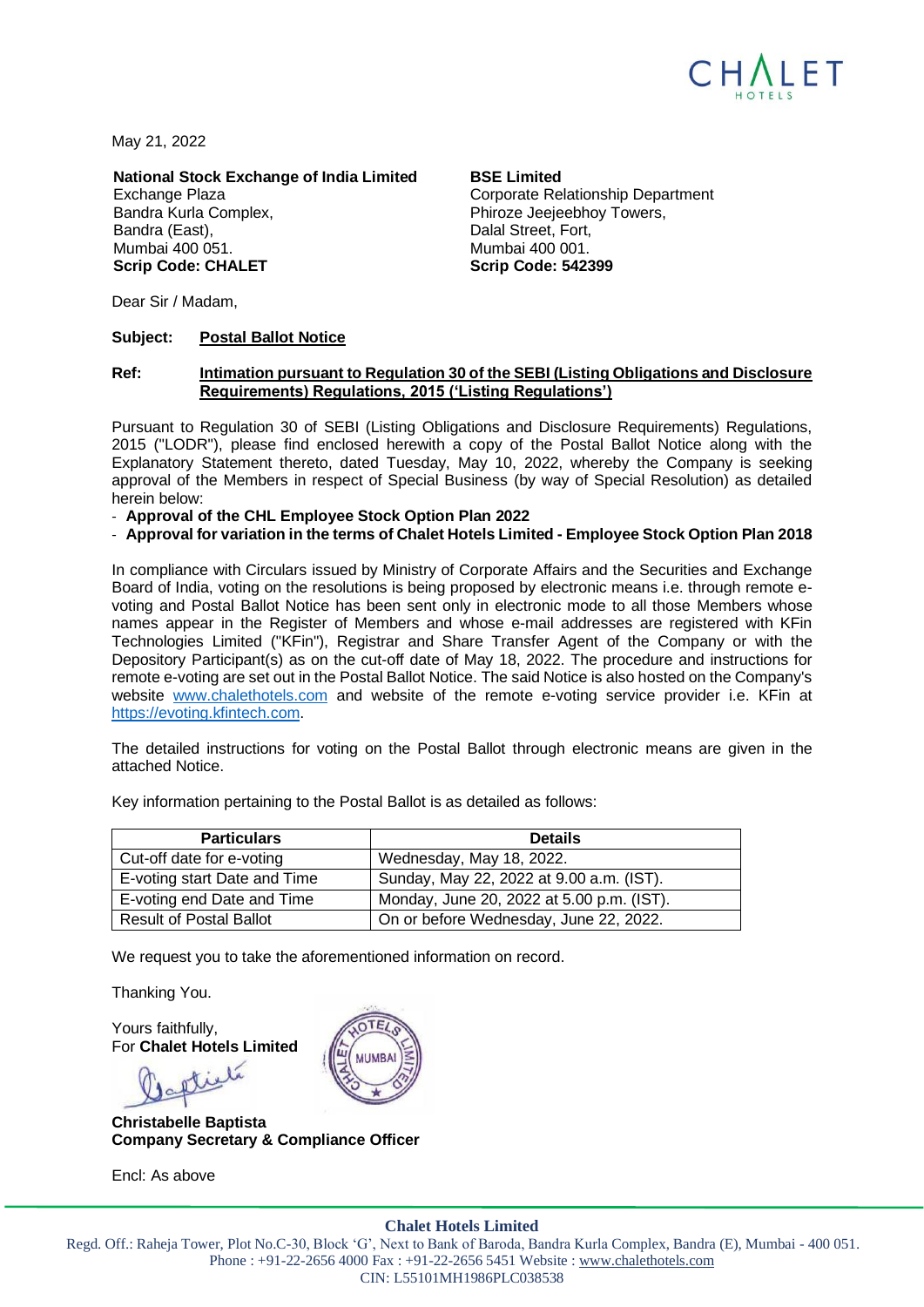May 21, 2022

**National Stock Exchange of India Limited**
Exchange Plaza
Bandra Kurla Complex,
Bandra (East),
Mumbai 400 051.
**Scrip Code: CHALET**

**BSE Limited**
Corporate Relationship Department
Phiroze Jeejeebhoy Towers,
Dalal Street, Fort,
Mumbai 400 001.
**Scrip Code: 542399**

Dear Sir / Madam,

**Subject:** **Postal Ballot Notice**

**Ref:** **Intimation pursuant to Regulation 30 of the SEBI (Listing Obligations and Disclosure Requirements) Regulations, 2015 ('Listing Regulations')**

Pursuant to Regulation 30 of SEBI (Listing Obligations and Disclosure Requirements) Regulations, 2015 ("LODR"), please find enclosed herewith a copy of the Postal Ballot Notice along with the Explanatory Statement thereto, dated Tuesday, May 10, 2022, whereby the Company is seeking approval of the Members in respect of Special Business (by way of Special Resolution) as detailed herein below:

- **Approval of the CHL Employee Stock Option Plan 2022**
- **Approval for variation in the terms of Chalet Hotels Limited - Employee Stock Option Plan 2018**

In compliance with Circulars issued by Ministry of Corporate Affairs and the Securities and Exchange Board of India, voting on the resolutions is being proposed by electronic means i.e. through remote e-voting and Postal Ballot Notice has been sent only in electronic mode to all those Members whose names appear in the Register of Members and whose e-mail addresses are registered with KFin Technologies Limited ("KFin"), Registrar and Share Transfer Agent of the Company or with the Depository Participant(s) as on the cut-off date of May 18, 2022. The procedure and instructions for remote e-voting are set out in the Postal Ballot Notice. The said Notice is also hosted on the Company's website www.chalethotels.com and website of the remote e-voting service provider i.e. KFin at https://evoting.kfintech.com.

The detailed instructions for voting on the Postal Ballot through electronic means are given in the attached Notice.

Key information pertaining to the Postal Ballot is as detailed as follows:

| Particulars | Details |
|---|---|
| Cut-off date for e-voting | Wednesday, May 18, 2022. |
| E-voting start Date and Time | Sunday, May 22, 2022 at 9.00 a.m. (IST). |
| E-voting end Date and Time | Monday, June 20, 2022 at 5.00 p.m. (IST). |
| Result of Postal Ballot | On or before Wednesday, June 22, 2022. |

We request you to take the aforementioned information on record.

Thanking You.

Yours faithfully,
For **Chalet Hotels Limited**

**Christabelle Baptista**
**Company Secretary & Compliance Officer**

Encl: As above

**Chalet Hotels Limited**
Regd. Off.: Raheja Tower, Plot No.C-30, Block 'G', Next to Bank of Baroda, Bandra Kurla Complex, Bandra (E), Mumbai - 400 051.
Phone : +91-22-2656 4000 Fax : +91-22-2656 5451 Website : www.chalethotels.com
CIN: L55101MH1986PLC038538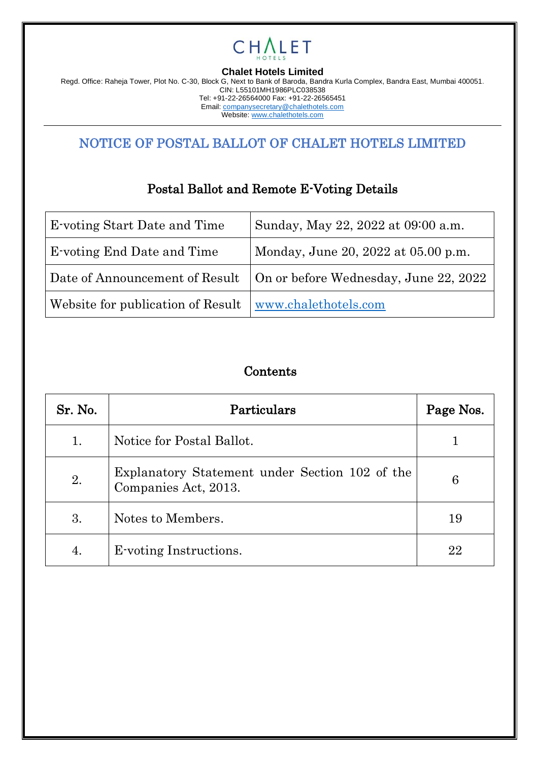**CHALET**
HOTELS

**Chalet Hotels Limited**
Regd. Office: Raheja Tower, Plot No. C-30, Block G, Next to Bank of Baroda, Bandra Kurla Complex, Bandra East, Mumbai 400051.
CIN: L55101MH1986PLC038538
Tel: +91-22-26564000 Fax: +91-22-26565451
Email: companysecretary@chalethotels.com
Website: www.chalethotels.com

# NOTICE OF POSTAL BALLOT OF CHALET HOTELS LIMITED

## Postal Ballot and Remote E-Voting Details

| | |
|---|---|
| E-voting Start Date and Time | Sunday, May 22, 2022 at 09:00 a.m. |
| E-voting End Date and Time | Monday, June 20, 2022 at 05.00 p.m. |
| Date of Announcement of Result | On or before Wednesday, June 22, 2022 |
| Website for publication of Result | www.chalethotels.com |

## Contents

| Sr. No. | Particulars | Page Nos. |
|---|---|---|
| 1. | Notice for Postal Ballot. | 1 |
| 2. | Explanatory Statement under Section 102 of the Companies Act, 2013. | 6 |
| 3. | Notes to Members. | 19 |
| 4. | E-voting Instructions. | 22 |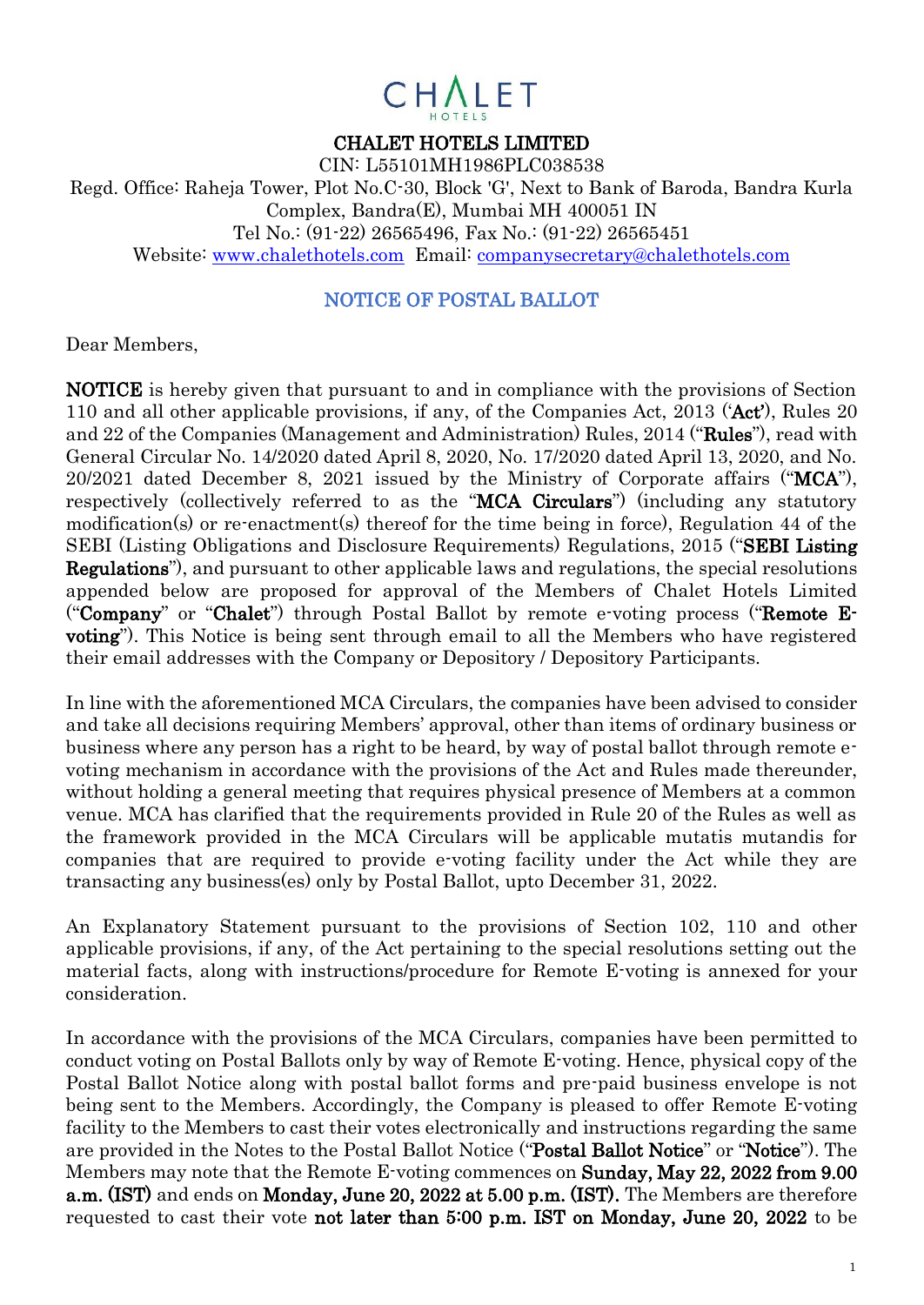# CHALET HOTELS LIMITED

CIN: L55101MH1986PLC038538

Regd. Office: Raheja Tower, Plot No.C-30, Block 'G', Next to Bank of Baroda, Bandra Kurla Complex, Bandra(E), Mumbai MH 400051 IN

Tel No.: (91-22) 26565496, Fax No.: (91-22) 26565451

Website: www.chalethotels.com Email: companysecretary@chalethotels.com

## NOTICE OF POSTAL BALLOT

Dear Members,

**NOTICE** is hereby given that pursuant to and in compliance with the provisions of Section 110 and all other applicable provisions, if any, of the Companies Act, 2013 ('**Act**'), Rules 20 and 22 of the Companies (Management and Administration) Rules, 2014 ("**Rules**"), read with General Circular No. 14/2020 dated April 8, 2020, No. 17/2020 dated April 13, 2020, and No. 20/2021 dated December 8, 2021 issued by the Ministry of Corporate affairs ("**MCA**"), respectively (collectively referred to as the "**MCA Circulars**") (including any statutory modification(s) or re-enactment(s) thereof for the time being in force), Regulation 44 of the SEBI (Listing Obligations and Disclosure Requirements) Regulations, 2015 ("**SEBI Listing Regulations**"), and pursuant to other applicable laws and regulations, the special resolutions appended below are proposed for approval of the Members of Chalet Hotels Limited ("**Company**" or "**Chalet**") through Postal Ballot by remote e-voting process ("**Remote E-voting**"). This Notice is being sent through email to all the Members who have registered their email addresses with the Company or Depository / Depository Participants.

In line with the aforementioned MCA Circulars, the companies have been advised to consider and take all decisions requiring Members' approval, other than items of ordinary business or business where any person has a right to be heard, by way of postal ballot through remote e-voting mechanism in accordance with the provisions of the Act and Rules made thereunder, without holding a general meeting that requires physical presence of Members at a common venue. MCA has clarified that the requirements provided in Rule 20 of the Rules as well as the framework provided in the MCA Circulars will be applicable mutatis mutandis for companies that are required to provide e-voting facility under the Act while they are transacting any business(es) only by Postal Ballot, upto December 31, 2022.

An Explanatory Statement pursuant to the provisions of Section 102, 110 and other applicable provisions, if any, of the Act pertaining to the special resolutions setting out the material facts, along with instructions/procedure for Remote E-voting is annexed for your consideration.

In accordance with the provisions of the MCA Circulars, companies have been permitted to conduct voting on Postal Ballots only by way of Remote E-voting. Hence, physical copy of the Postal Ballot Notice along with postal ballot forms and pre-paid business envelope is not being sent to the Members. Accordingly, the Company is pleased to offer Remote E-voting facility to the Members to cast their votes electronically and instructions regarding the same are provided in the Notes to the Postal Ballot Notice ("**Postal Ballot Notice**" or "**Notice**"). The Members may note that the Remote E-voting commences on **Sunday, May 22, 2022 from 9.00 a.m. (IST)** and ends on **Monday, June 20, 2022 at 5.00 p.m. (IST).** The Members are therefore requested to cast their vote **not later than 5:00 p.m. IST on Monday, June 20, 2022** to be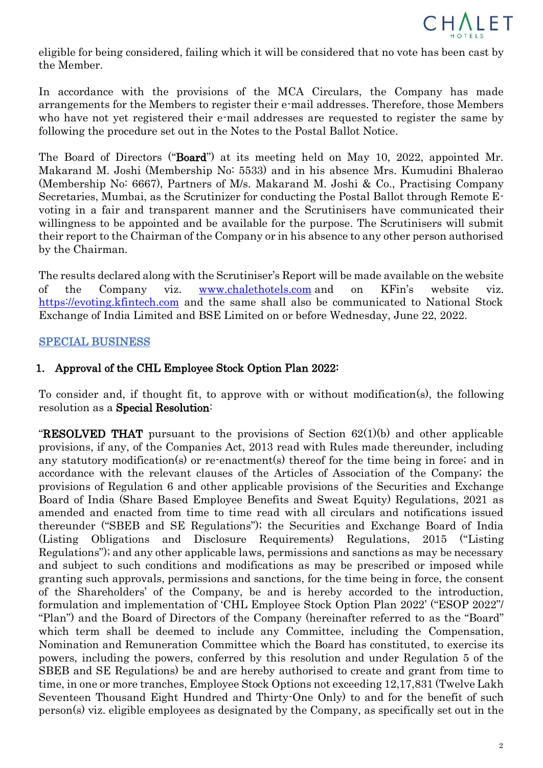eligible for being considered, failing which it will be considered that no vote has been cast by the Member.

In accordance with the provisions of the MCA Circulars, the Company has made arrangements for the Members to register their e-mail addresses. Therefore, those Members who have not yet registered their e-mail addresses are requested to register the same by following the procedure set out in the Notes to the Postal Ballot Notice.

The Board of Directors ("**Board**") at its meeting held on May 10, 2022, appointed Mr. Makarand M. Joshi (Membership No: 5533) and in his absence Mrs. Kumudini Bhalerao (Membership No: 6667), Partners of M/s. Makarand M. Joshi & Co., Practising Company Secretaries, Mumbai, as the Scrutinizer for conducting the Postal Ballot through Remote E-voting in a fair and transparent manner and the Scrutinisers have communicated their willingness to be appointed and be available for the purpose. The Scrutinisers will submit their report to the Chairman of the Company or in his absence to any other person authorised by the Chairman.

The results declared along with the Scrutiniser's Report will be made available on the website of the Company viz. www.chalethotels.com and on KFin's website viz. https://evoting.kfintech.com and the same shall also be communicated to National Stock Exchange of India Limited and BSE Limited on or before Wednesday, June 22, 2022.

## SPECIAL BUSINESS

### 1. Approval of the CHL Employee Stock Option Plan 2022:

To consider and, if thought fit, to approve with or without modification(s), the following resolution as a **Special Resolution**:

"**RESOLVED THAT** pursuant to the provisions of Section 62(1)(b) and other applicable provisions, if any, of the Companies Act, 2013 read with Rules made thereunder, including any statutory modification(s) or re-enactment(s) thereof for the time being in force; and in accordance with the relevant clauses of the Articles of Association of the Company; the provisions of Regulation 6 and other applicable provisions of the Securities and Exchange Board of India (Share Based Employee Benefits and Sweat Equity) Regulations, 2021 as amended and enacted from time to time read with all circulars and notifications issued thereunder ("SBEB and SE Regulations"); the Securities and Exchange Board of India (Listing Obligations and Disclosure Requirements) Regulations, 2015 ("Listing Regulations"); and any other applicable laws, permissions and sanctions as may be necessary and subject to such conditions and modifications as may be prescribed or imposed while granting such approvals, permissions and sanctions, for the time being in force, the consent of the Shareholders' of the Company, be and is hereby accorded to the introduction, formulation and implementation of 'CHL Employee Stock Option Plan 2022' ("ESOP 2022"/ "Plan") and the Board of Directors of the Company (hereinafter referred to as the "Board" which term shall be deemed to include any Committee, including the Compensation, Nomination and Remuneration Committee which the Board has constituted, to exercise its powers, including the powers, conferred by this resolution and under Regulation 5 of the SBEB and SE Regulations) be and are hereby authorised to create and grant from time to time, in one or more tranches, Employee Stock Options not exceeding 12,17,831 (Twelve Lakh Seventeen Thousand Eight Hundred and Thirty-One Only) to and for the benefit of such person(s) viz. eligible employees as designated by the Company, as specifically set out in the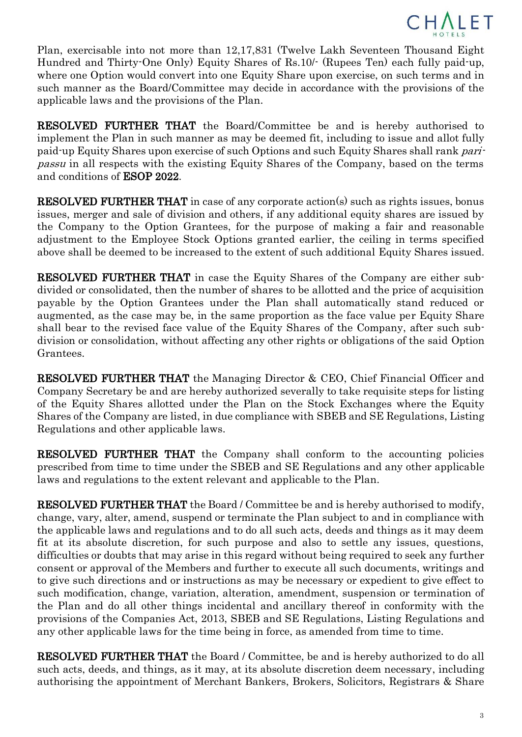Plan, exercisable into not more than 12,17,831 (Twelve Lakh Seventeen Thousand Eight Hundred and Thirty-One Only) Equity Shares of Rs.10/- (Rupees Ten) each fully paid-up, where one Option would convert into one Equity Share upon exercise, on such terms and in such manner as the Board/Committee may decide in accordance with the provisions of the applicable laws and the provisions of the Plan.

**RESOLVED FURTHER THAT** the Board/Committee be and is hereby authorised to implement the Plan in such manner as may be deemed fit, including to issue and allot fully paid-up Equity Shares upon exercise of such Options and such Equity Shares shall rank *pari-passu* in all respects with the existing Equity Shares of the Company, based on the terms and conditions of **ESOP 2022**.

**RESOLVED FURTHER THAT** in case of any corporate action(s) such as rights issues, bonus issues, merger and sale of division and others, if any additional equity shares are issued by the Company to the Option Grantees, for the purpose of making a fair and reasonable adjustment to the Employee Stock Options granted earlier, the ceiling in terms specified above shall be deemed to be increased to the extent of such additional Equity Shares issued.

**RESOLVED FURTHER THAT** in case the Equity Shares of the Company are either sub-divided or consolidated, then the number of shares to be allotted and the price of acquisition payable by the Option Grantees under the Plan shall automatically stand reduced or augmented, as the case may be, in the same proportion as the face value per Equity Share shall bear to the revised face value of the Equity Shares of the Company, after such sub-division or consolidation, without affecting any other rights or obligations of the said Option Grantees.

**RESOLVED FURTHER THAT** the Managing Director & CEO, Chief Financial Officer and Company Secretary be and are hereby authorized severally to take requisite steps for listing of the Equity Shares allotted under the Plan on the Stock Exchanges where the Equity Shares of the Company are listed, in due compliance with SBEB and SE Regulations, Listing Regulations and other applicable laws.

**RESOLVED FURTHER THAT** the Company shall conform to the accounting policies prescribed from time to time under the SBEB and SE Regulations and any other applicable laws and regulations to the extent relevant and applicable to the Plan.

**RESOLVED FURTHER THAT** the Board / Committee be and is hereby authorised to modify, change, vary, alter, amend, suspend or terminate the Plan subject to and in compliance with the applicable laws and regulations and to do all such acts, deeds and things as it may deem fit at its absolute discretion, for such purpose and also to settle any issues, questions, difficulties or doubts that may arise in this regard without being required to seek any further consent or approval of the Members and further to execute all such documents, writings and to give such directions and or instructions as may be necessary or expedient to give effect to such modification, change, variation, alteration, amendment, suspension or termination of the Plan and do all other things incidental and ancillary thereof in conformity with the provisions of the Companies Act, 2013, SBEB and SE Regulations, Listing Regulations and any other applicable laws for the time being in force, as amended from time to time.

**RESOLVED FURTHER THAT** the Board / Committee, be and is hereby authorized to do all such acts, deeds, and things, as it may, at its absolute discretion deem necessary, including authorising the appointment of Merchant Bankers, Brokers, Solicitors, Registrars & Share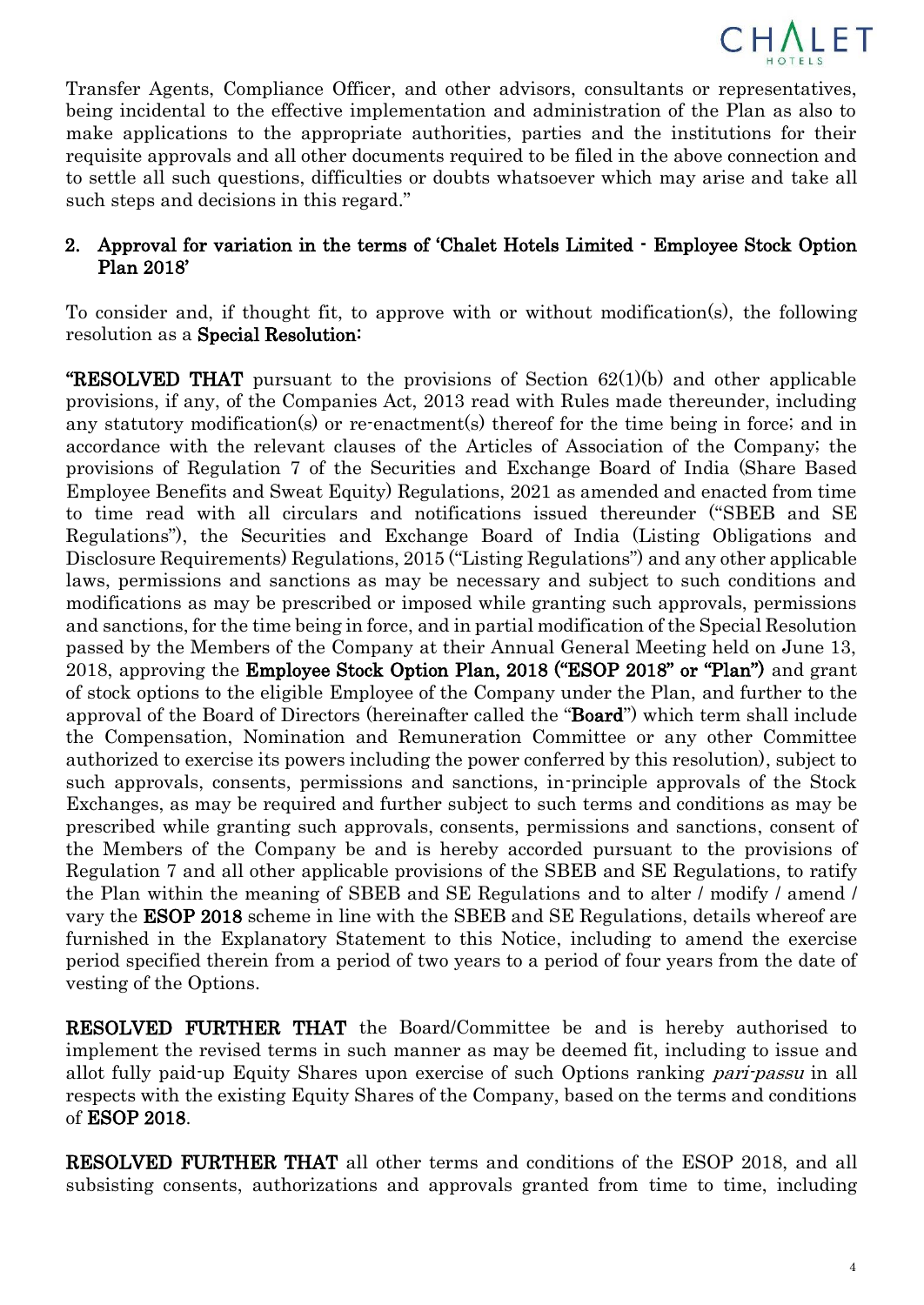Transfer Agents, Compliance Officer, and other advisors, consultants or representatives, being incidental to the effective implementation and administration of the Plan as also to make applications to the appropriate authorities, parties and the institutions for their requisite approvals and all other documents required to be filed in the above connection and to settle all such questions, difficulties or doubts whatsoever which may arise and take all such steps and decisions in this regard."

## 2. Approval for variation in the terms of 'Chalet Hotels Limited - Employee Stock Option Plan 2018'

To consider and, if thought fit, to approve with or without modification(s), the following resolution as a **Special Resolution:**

**"RESOLVED THAT** pursuant to the provisions of Section 62(1)(b) and other applicable provisions, if any, of the Companies Act, 2013 read with Rules made thereunder, including any statutory modification(s) or re-enactment(s) thereof for the time being in force; and in accordance with the relevant clauses of the Articles of Association of the Company; the provisions of Regulation 7 of the Securities and Exchange Board of India (Share Based Employee Benefits and Sweat Equity) Regulations, 2021 as amended and enacted from time to time read with all circulars and notifications issued thereunder ("SBEB and SE Regulations"), the Securities and Exchange Board of India (Listing Obligations and Disclosure Requirements) Regulations, 2015 ("Listing Regulations") and any other applicable laws, permissions and sanctions as may be necessary and subject to such conditions and modifications as may be prescribed or imposed while granting such approvals, permissions and sanctions, for the time being in force, and in partial modification of the Special Resolution passed by the Members of the Company at their Annual General Meeting held on June 13, 2018, approving the **Employee Stock Option Plan, 2018 ("ESOP 2018" or "Plan")** and grant of stock options to the eligible Employee of the Company under the Plan, and further to the approval of the Board of Directors (hereinafter called the "**Board**") which term shall include the Compensation, Nomination and Remuneration Committee or any other Committee authorized to exercise its powers including the power conferred by this resolution), subject to such approvals, consents, permissions and sanctions, in-principle approvals of the Stock Exchanges, as may be required and further subject to such terms and conditions as may be prescribed while granting such approvals, consents, permissions and sanctions, consent of the Members of the Company be and is hereby accorded pursuant to the provisions of Regulation 7 and all other applicable provisions of the SBEB and SE Regulations, to ratify the Plan within the meaning of SBEB and SE Regulations and to alter / modify / amend / vary the **ESOP 2018** scheme in line with the SBEB and SE Regulations, details whereof are furnished in the Explanatory Statement to this Notice, including to amend the exercise period specified therein from a period of two years to a period of four years from the date of vesting of the Options.

**RESOLVED FURTHER THAT** the Board/Committee be and is hereby authorised to implement the revised terms in such manner as may be deemed fit, including to issue and allot fully paid-up Equity Shares upon exercise of such Options ranking *pari-passu* in all respects with the existing Equity Shares of the Company, based on the terms and conditions of **ESOP 2018**.

**RESOLVED FURTHER THAT** all other terms and conditions of the ESOP 2018, and all subsisting consents, authorizations and approvals granted from time to time, including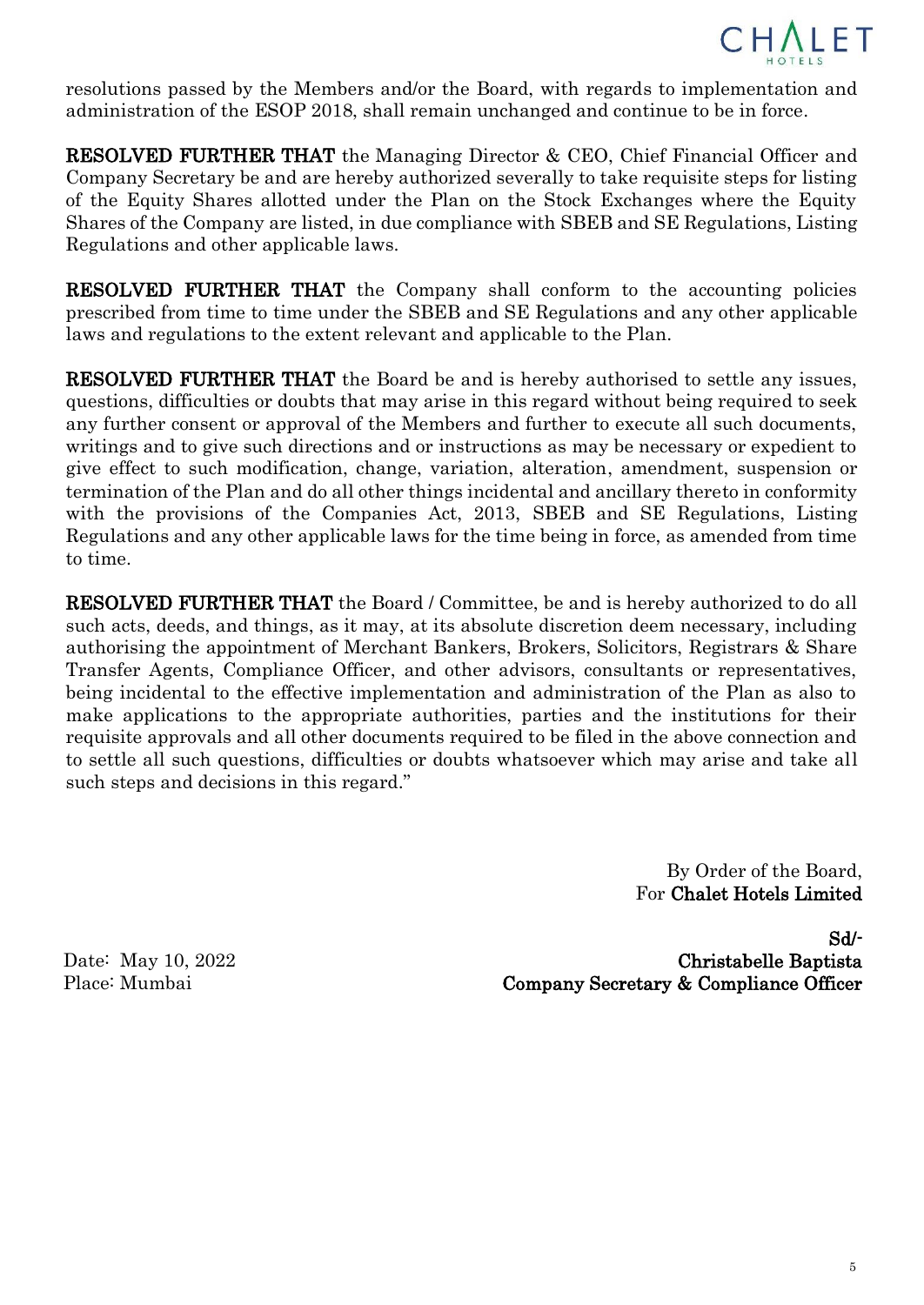resolutions passed by the Members and/or the Board, with regards to implementation and administration of the ESOP 2018, shall remain unchanged and continue to be in force.

**RESOLVED FURTHER THAT** the Managing Director & CEO, Chief Financial Officer and Company Secretary be and are hereby authorized severally to take requisite steps for listing of the Equity Shares allotted under the Plan on the Stock Exchanges where the Equity Shares of the Company are listed, in due compliance with SBEB and SE Regulations, Listing Regulations and other applicable laws.

**RESOLVED FURTHER THAT** the Company shall conform to the accounting policies prescribed from time to time under the SBEB and SE Regulations and any other applicable laws and regulations to the extent relevant and applicable to the Plan.

**RESOLVED FURTHER THAT** the Board be and is hereby authorised to settle any issues, questions, difficulties or doubts that may arise in this regard without being required to seek any further consent or approval of the Members and further to execute all such documents, writings and to give such directions and or instructions as may be necessary or expedient to give effect to such modification, change, variation, alteration, amendment, suspension or termination of the Plan and do all other things incidental and ancillary thereto in conformity with the provisions of the Companies Act, 2013, SBEB and SE Regulations, Listing Regulations and any other applicable laws for the time being in force, as amended from time to time.

**RESOLVED FURTHER THAT** the Board / Committee, be and is hereby authorized to do all such acts, deeds, and things, as it may, at its absolute discretion deem necessary, including authorising the appointment of Merchant Bankers, Brokers, Solicitors, Registrars & Share Transfer Agents, Compliance Officer, and other advisors, consultants or representatives, being incidental to the effective implementation and administration of the Plan as also to make applications to the appropriate authorities, parties and the institutions for their requisite approvals and all other documents required to be filed in the above connection and to settle all such questions, difficulties or doubts whatsoever which may arise and take all such steps and decisions in this regard."

By Order of the Board,
For **Chalet Hotels Limited**

**Sd/-**
**Christabelle Baptista**
**Company Secretary & Compliance Officer**

Date: May 10, 2022
Place: Mumbai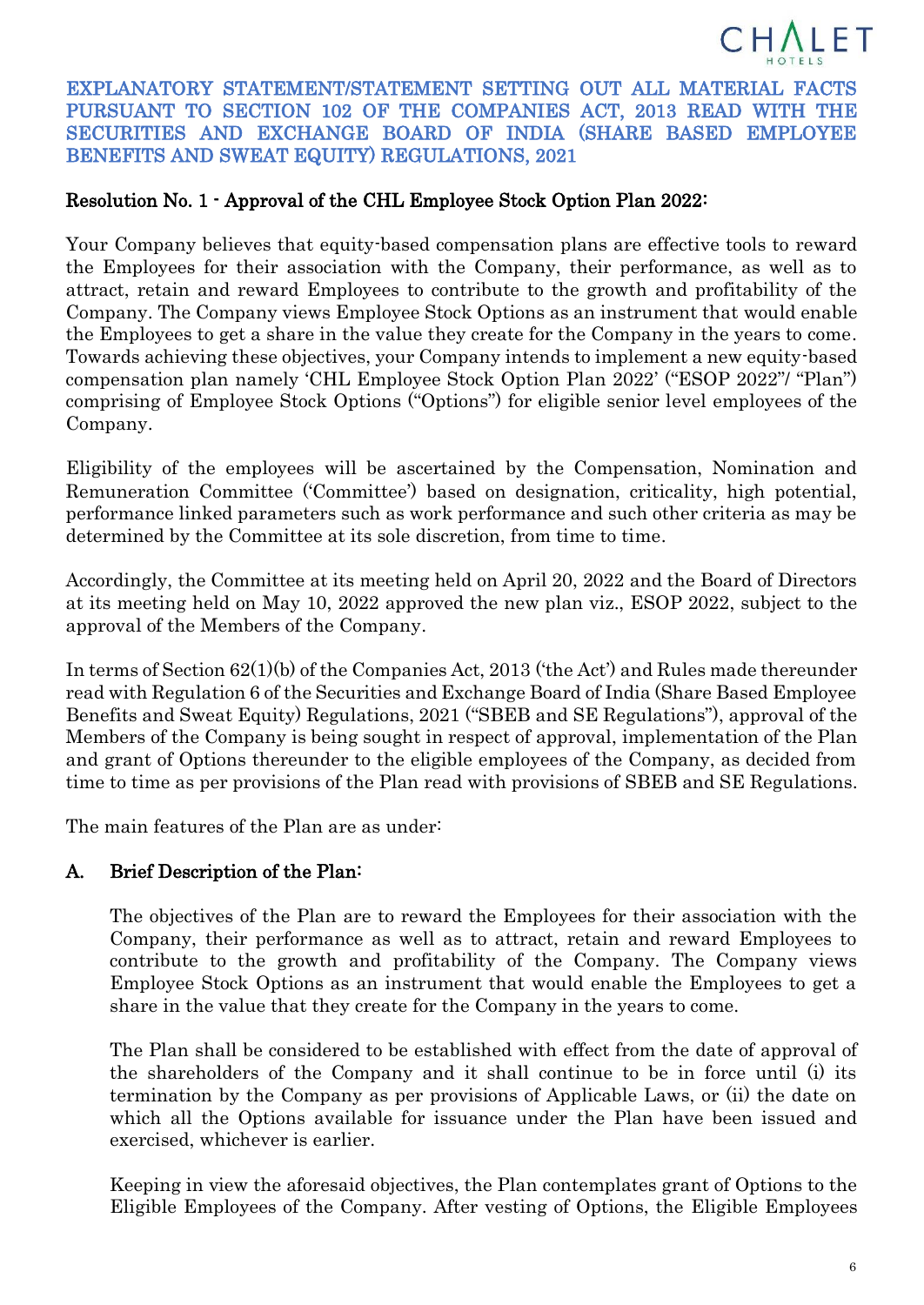# EXPLANATORY STATEMENT/STATEMENT SETTING OUT ALL MATERIAL FACTS PURSUANT TO SECTION 102 OF THE COMPANIES ACT, 2013 READ WITH THE SECURITIES AND EXCHANGE BOARD OF INDIA (SHARE BASED EMPLOYEE BENEFITS AND SWEAT EQUITY) REGULATIONS, 2021

## Resolution No. 1 - Approval of the CHL Employee Stock Option Plan 2022:

Your Company believes that equity-based compensation plans are effective tools to reward the Employees for their association with the Company, their performance, as well as to attract, retain and reward Employees to contribute to the growth and profitability of the Company. The Company views Employee Stock Options as an instrument that would enable the Employees to get a share in the value they create for the Company in the years to come. Towards achieving these objectives, your Company intends to implement a new equity-based compensation plan namely 'CHL Employee Stock Option Plan 2022' ("ESOP 2022"/ "Plan") comprising of Employee Stock Options ("Options") for eligible senior level employees of the Company.

Eligibility of the employees will be ascertained by the Compensation, Nomination and Remuneration Committee ('Committee') based on designation, criticality, high potential, performance linked parameters such as work performance and such other criteria as may be determined by the Committee at its sole discretion, from time to time.

Accordingly, the Committee at its meeting held on April 20, 2022 and the Board of Directors at its meeting held on May 10, 2022 approved the new plan viz., ESOP 2022, subject to the approval of the Members of the Company.

In terms of Section 62(1)(b) of the Companies Act, 2013 ('the Act') and Rules made thereunder read with Regulation 6 of the Securities and Exchange Board of India (Share Based Employee Benefits and Sweat Equity) Regulations, 2021 ("SBEB and SE Regulations"), approval of the Members of the Company is being sought in respect of approval, implementation of the Plan and grant of Options thereunder to the eligible employees of the Company, as decided from time to time as per provisions of the Plan read with provisions of SBEB and SE Regulations.

The main features of the Plan are as under:

### A. Brief Description of the Plan:

The objectives of the Plan are to reward the Employees for their association with the Company, their performance as well as to attract, retain and reward Employees to contribute to the growth and profitability of the Company. The Company views Employee Stock Options as an instrument that would enable the Employees to get a share in the value that they create for the Company in the years to come.

The Plan shall be considered to be established with effect from the date of approval of the shareholders of the Company and it shall continue to be in force until (i) its termination by the Company as per provisions of Applicable Laws, or (ii) the date on which all the Options available for issuance under the Plan have been issued and exercised, whichever is earlier.

Keeping in view the aforesaid objectives, the Plan contemplates grant of Options to the Eligible Employees of the Company. After vesting of Options, the Eligible Employees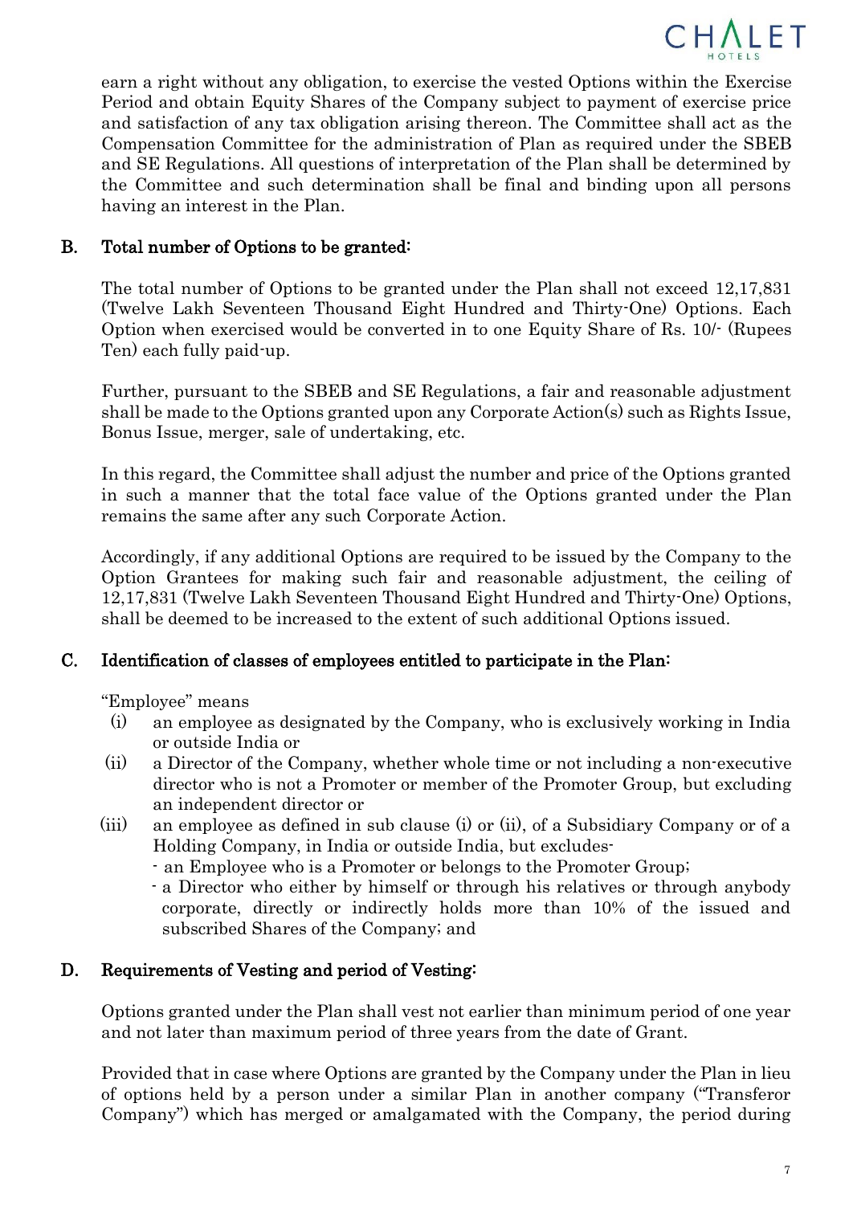earn a right without any obligation, to exercise the vested Options within the Exercise Period and obtain Equity Shares of the Company subject to payment of exercise price and satisfaction of any tax obligation arising thereon. The Committee shall act as the Compensation Committee for the administration of Plan as required under the SBEB and SE Regulations. All questions of interpretation of the Plan shall be determined by the Committee and such determination shall be final and binding upon all persons having an interest in the Plan.

## B. Total number of Options to be granted:

The total number of Options to be granted under the Plan shall not exceed 12,17,831 (Twelve Lakh Seventeen Thousand Eight Hundred and Thirty-One) Options. Each Option when exercised would be converted in to one Equity Share of Rs. 10/- (Rupees Ten) each fully paid-up.

Further, pursuant to the SBEB and SE Regulations, a fair and reasonable adjustment shall be made to the Options granted upon any Corporate Action(s) such as Rights Issue, Bonus Issue, merger, sale of undertaking, etc.

In this regard, the Committee shall adjust the number and price of the Options granted in such a manner that the total face value of the Options granted under the Plan remains the same after any such Corporate Action.

Accordingly, if any additional Options are required to be issued by the Company to the Option Grantees for making such fair and reasonable adjustment, the ceiling of 12,17,831 (Twelve Lakh Seventeen Thousand Eight Hundred and Thirty-One) Options, shall be deemed to be increased to the extent of such additional Options issued.

## C. Identification of classes of employees entitled to participate in the Plan:

"Employee" means

(i) an employee as designated by the Company, who is exclusively working in India or outside India or

(ii) a Director of the Company, whether whole time or not including a non-executive director who is not a Promoter or member of the Promoter Group, but excluding an independent director or

(iii) an employee as defined in sub clause (i) or (ii), of a Subsidiary Company or of a Holding Company, in India or outside India, but excludes-
- an Employee who is a Promoter or belongs to the Promoter Group;
- a Director who either by himself or through his relatives or through anybody corporate, directly or indirectly holds more than 10% of the issued and subscribed Shares of the Company; and

## D. Requirements of Vesting and period of Vesting:

Options granted under the Plan shall vest not earlier than minimum period of one year and not later than maximum period of three years from the date of Grant.

Provided that in case where Options are granted by the Company under the Plan in lieu of options held by a person under a similar Plan in another company ("Transferor Company") which has merged or amalgamated with the Company, the period during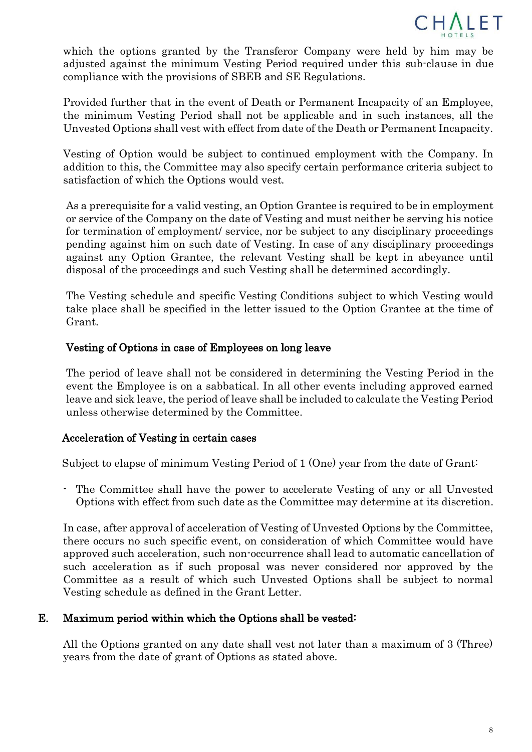which the options granted by the Transferor Company were held by him may be adjusted against the minimum Vesting Period required under this sub-clause in due compliance with the provisions of SBEB and SE Regulations.

Provided further that in the event of Death or Permanent Incapacity of an Employee, the minimum Vesting Period shall not be applicable and in such instances, all the Unvested Options shall vest with effect from date of the Death or Permanent Incapacity.

Vesting of Option would be subject to continued employment with the Company. In addition to this, the Committee may also specify certain performance criteria subject to satisfaction of which the Options would vest.

As a prerequisite for a valid vesting, an Option Grantee is required to be in employment or service of the Company on the date of Vesting and must neither be serving his notice for termination of employment/ service, nor be subject to any disciplinary proceedings pending against him on such date of Vesting. In case of any disciplinary proceedings against any Option Grantee, the relevant Vesting shall be kept in abeyance until disposal of the proceedings and such Vesting shall be determined accordingly.

The Vesting schedule and specific Vesting Conditions subject to which Vesting would take place shall be specified in the letter issued to the Option Grantee at the time of Grant.

**Vesting of Options in case of Employees on long leave**

The period of leave shall not be considered in determining the Vesting Period in the event the Employee is on a sabbatical. In all other events including approved earned leave and sick leave, the period of leave shall be included to calculate the Vesting Period unless otherwise determined by the Committee.

**Acceleration of Vesting in certain cases**

Subject to elapse of minimum Vesting Period of 1 (One) year from the date of Grant:

- The Committee shall have the power to accelerate Vesting of any or all Unvested Options with effect from such date as the Committee may determine at its discretion.

In case, after approval of acceleration of Vesting of Unvested Options by the Committee, there occurs no such specific event, on consideration of which Committee would have approved such acceleration, such non-occurrence shall lead to automatic cancellation of such acceleration as if such proposal was never considered nor approved by the Committee as a result of which such Unvested Options shall be subject to normal Vesting schedule as defined in the Grant Letter.

## E. Maximum period within which the Options shall be vested:

All the Options granted on any date shall vest not later than a maximum of 3 (Three) years from the date of grant of Options as stated above.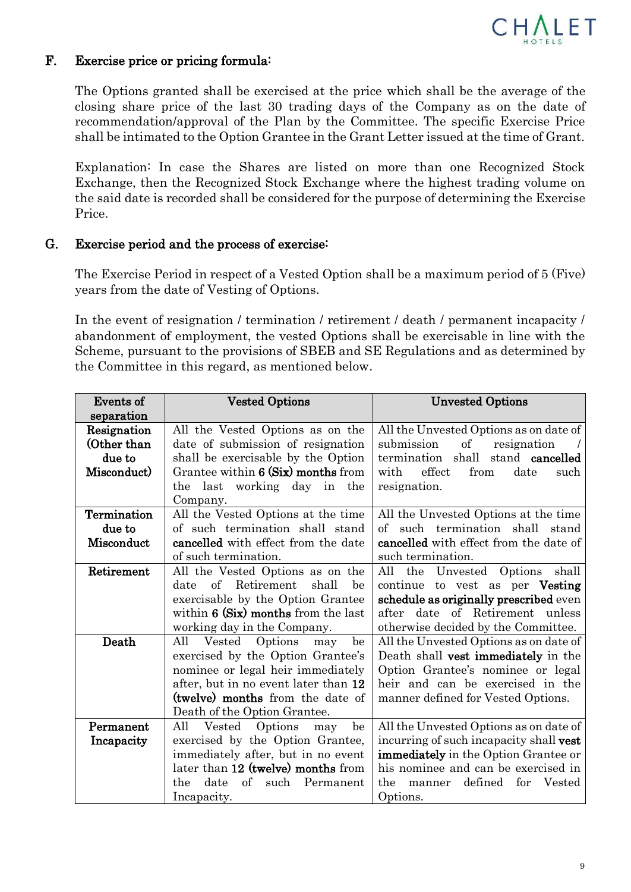## F. Exercise price or pricing formula:

The Options granted shall be exercised at the price which shall be the average of the closing share price of the last 30 trading days of the Company as on the date of recommendation/approval of the Plan by the Committee. The specific Exercise Price shall be intimated to the Option Grantee in the Grant Letter issued at the time of Grant.

Explanation: In case the Shares are listed on more than one Recognized Stock Exchange, then the Recognized Stock Exchange where the highest trading volume on the said date is recorded shall be considered for the purpose of determining the Exercise Price.

## G. Exercise period and the process of exercise:

The Exercise Period in respect of a Vested Option shall be a maximum period of 5 (Five) years from the date of Vesting of Options.

In the event of resignation / termination / retirement / death / permanent incapacity / abandonment of employment, the vested Options shall be exercisable in line with the Scheme, pursuant to the provisions of SBEB and SE Regulations and as determined by the Committee in this regard, as mentioned below.

| Events of separation | Vested Options | Unvested Options |
|---|---|---|
| **Resignation (Other than due to Misconduct)** | All the Vested Options as on the date of submission of resignation shall be exercisable by the Option Grantee within **6 (Six) months** from the last working day in the Company. | All the Unvested Options as on date of submission of resignation / termination shall stand **cancelled** with effect from date such resignation. |
| **Termination due to Misconduct** | All the Vested Options at the time of such termination shall stand **cancelled** with effect from the date of such termination. | All the Unvested Options at the time of such termination shall stand **cancelled** with effect from the date of such termination. |
| **Retirement** | All the Vested Options as on the date of Retirement shall be exercisable by the Option Grantee within **6 (Six) months** from the last working day in the Company. | All the Unvested Options shall continue to vest as per **Vesting schedule as originally prescribed** even after date of Retirement unless otherwise decided by the Committee. |
| **Death** | All Vested Options may be exercised by the Option Grantee's nominee or legal heir immediately after, but in no event later than **12 (twelve) months** from the date of Death of the Option Grantee. | All the Unvested Options as on date of Death shall **vest immediately** in the Option Grantee's nominee or legal heir and can be exercised in the manner defined for Vested Options. |
| **Permanent Incapacity** | All Vested Options may be exercised by the Option Grantee, immediately after, but in no event later than **12 (twelve) months** from the date of such Permanent Incapacity. | All the Unvested Options as on date of incurring of such incapacity shall **vest immediately** in the Option Grantee or his nominee and can be exercised in the manner defined for Vested Options. |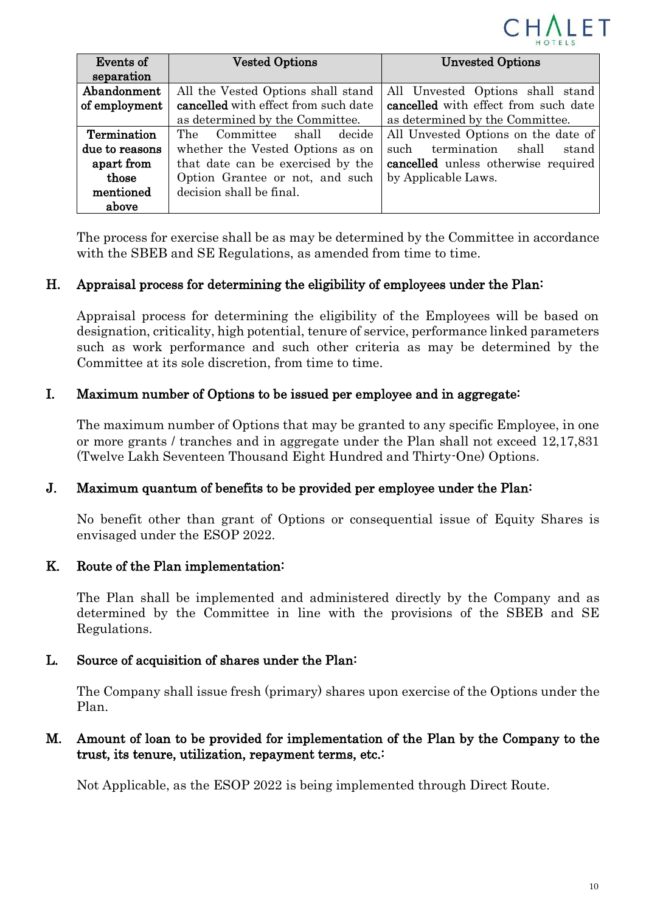| Events of separation | Vested Options | Unvested Options |
| --- | --- | --- |
| **Abandonment of employment** | All the Vested Options shall stand **cancelled** with effect from such date as determined by the Committee. | All Unvested Options shall stand **cancelled** with effect from such date as determined by the Committee. |
| **Termination due to reasons apart from those mentioned above** | The Committee shall decide whether the Vested Options as on that date can be exercised by the Option Grantee or not, and such decision shall be final. | All Unvested Options on the date of such termination shall stand **cancelled** unless otherwise required by Applicable Laws. |

The process for exercise shall be as may be determined by the Committee in accordance with the SBEB and SE Regulations, as amended from time to time.

## H. Appraisal process for determining the eligibility of employees under the Plan:

Appraisal process for determining the eligibility of the Employees will be based on designation, criticality, high potential, tenure of service, performance linked parameters such as work performance and such other criteria as may be determined by the Committee at its sole discretion, from time to time.

## I. Maximum number of Options to be issued per employee and in aggregate:

The maximum number of Options that may be granted to any specific Employee, in one or more grants / tranches and in aggregate under the Plan shall not exceed 12,17,831 (Twelve Lakh Seventeen Thousand Eight Hundred and Thirty-One) Options.

## J. Maximum quantum of benefits to be provided per employee under the Plan:

No benefit other than grant of Options or consequential issue of Equity Shares is envisaged under the ESOP 2022.

## K. Route of the Plan implementation:

The Plan shall be implemented and administered directly by the Company and as determined by the Committee in line with the provisions of the SBEB and SE Regulations.

## L. Source of acquisition of shares under the Plan:

The Company shall issue fresh (primary) shares upon exercise of the Options under the Plan.

## M. Amount of loan to be provided for implementation of the Plan by the Company to the trust, its tenure, utilization, repayment terms, etc.:

Not Applicable, as the ESOP 2022 is being implemented through Direct Route.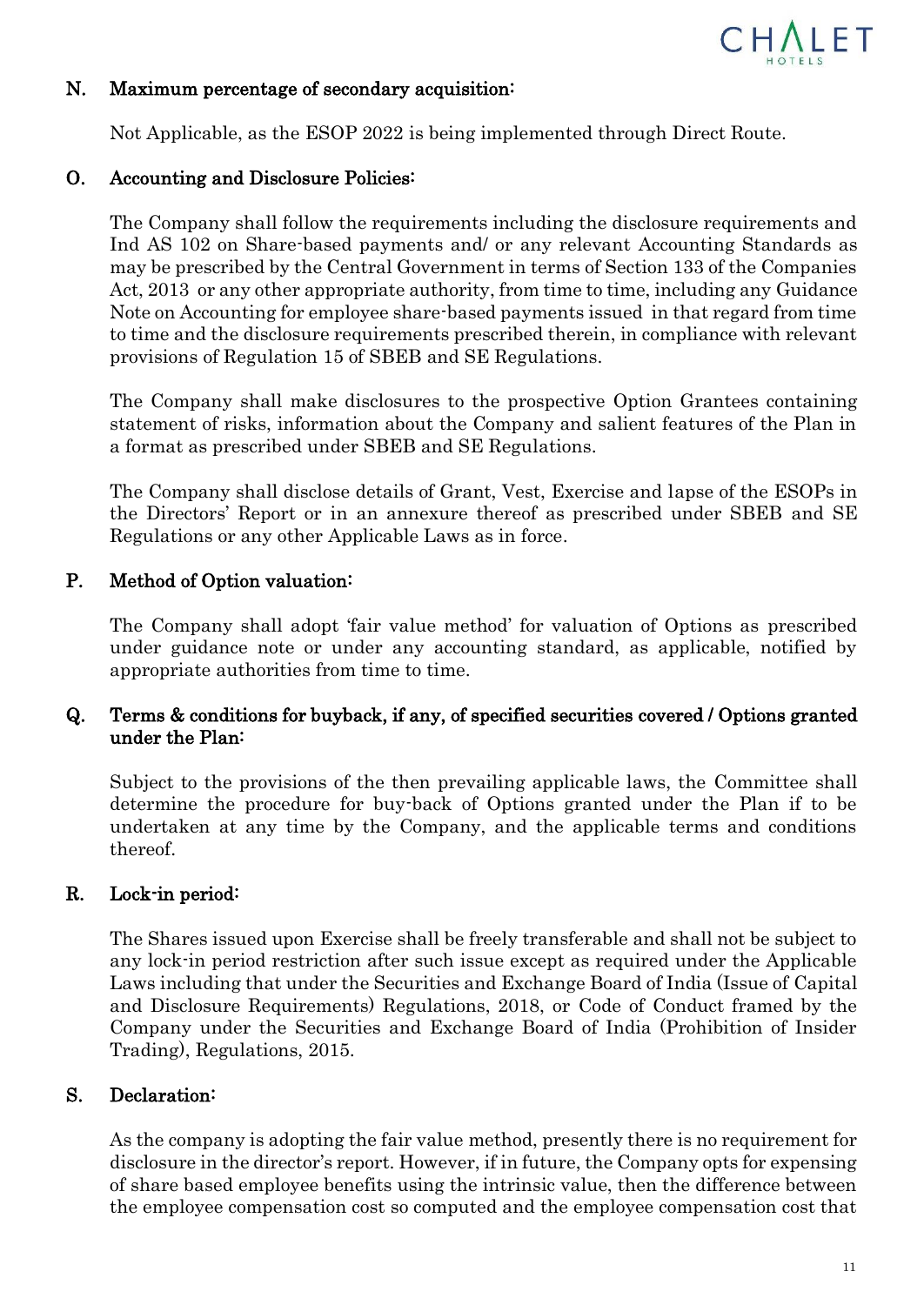### N. Maximum percentage of secondary acquisition:

Not Applicable, as the ESOP 2022 is being implemented through Direct Route.

### O. Accounting and Disclosure Policies:

The Company shall follow the requirements including the disclosure requirements and Ind AS 102 on Share-based payments and/ or any relevant Accounting Standards as may be prescribed by the Central Government in terms of Section 133 of the Companies Act, 2013 or any other appropriate authority, from time to time, including any Guidance Note on Accounting for employee share-based payments issued in that regard from time to time and the disclosure requirements prescribed therein, in compliance with relevant provisions of Regulation 15 of SBEB and SE Regulations.

The Company shall make disclosures to the prospective Option Grantees containing statement of risks, information about the Company and salient features of the Plan in a format as prescribed under SBEB and SE Regulations.

The Company shall disclose details of Grant, Vest, Exercise and lapse of the ESOPs in the Directors' Report or in an annexure thereof as prescribed under SBEB and SE Regulations or any other Applicable Laws as in force.

### P. Method of Option valuation:

The Company shall adopt 'fair value method' for valuation of Options as prescribed under guidance note or under any accounting standard, as applicable, notified by appropriate authorities from time to time.

### Q. Terms & conditions for buyback, if any, of specified securities covered / Options granted under the Plan:

Subject to the provisions of the then prevailing applicable laws, the Committee shall determine the procedure for buy-back of Options granted under the Plan if to be undertaken at any time by the Company, and the applicable terms and conditions thereof.

### R. Lock-in period:

The Shares issued upon Exercise shall be freely transferable and shall not be subject to any lock-in period restriction after such issue except as required under the Applicable Laws including that under the Securities and Exchange Board of India (Issue of Capital and Disclosure Requirements) Regulations, 2018, or Code of Conduct framed by the Company under the Securities and Exchange Board of India (Prohibition of Insider Trading), Regulations, 2015.

### S. Declaration:

As the company is adopting the fair value method, presently there is no requirement for disclosure in the director's report. However, if in future, the Company opts for expensing of share based employee benefits using the intrinsic value, then the difference between the employee compensation cost so computed and the employee compensation cost that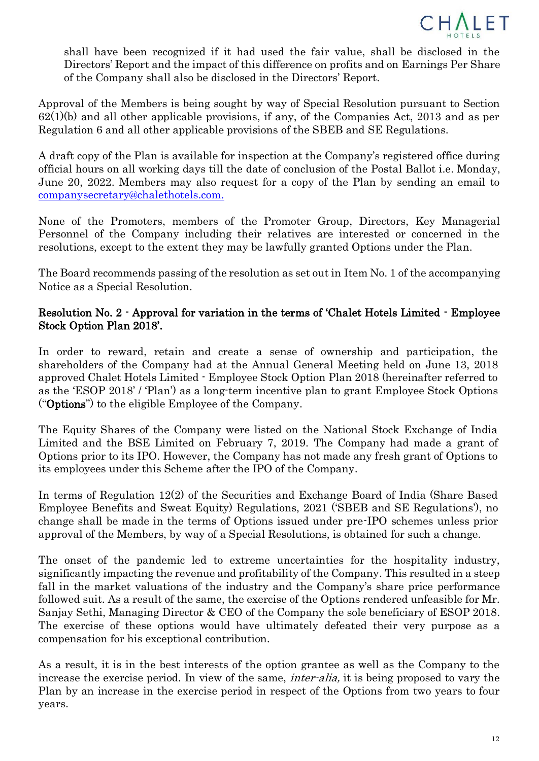shall have been recognized if it had used the fair value, shall be disclosed in the Directors' Report and the impact of this difference on profits and on Earnings Per Share of the Company shall also be disclosed in the Directors' Report.

Approval of the Members is being sought by way of Special Resolution pursuant to Section 62(1)(b) and all other applicable provisions, if any, of the Companies Act, 2013 and as per Regulation 6 and all other applicable provisions of the SBEB and SE Regulations.

A draft copy of the Plan is available for inspection at the Company's registered office during official hours on all working days till the date of conclusion of the Postal Ballot i.e. Monday, June 20, 2022. Members may also request for a copy of the Plan by sending an email to companysecretary@chalethotels.com.

None of the Promoters, members of the Promoter Group, Directors, Key Managerial Personnel of the Company including their relatives are interested or concerned in the resolutions, except to the extent they may be lawfully granted Options under the Plan.

The Board recommends passing of the resolution as set out in Item No. 1 of the accompanying Notice as a Special Resolution.

**Resolution No. 2 - Approval for variation in the terms of 'Chalet Hotels Limited - Employee Stock Option Plan 2018'.**

In order to reward, retain and create a sense of ownership and participation, the shareholders of the Company had at the Annual General Meeting held on June 13, 2018 approved Chalet Hotels Limited - Employee Stock Option Plan 2018 (hereinafter referred to as the 'ESOP 2018' / 'Plan') as a long-term incentive plan to grant Employee Stock Options ("**Options**") to the eligible Employee of the Company.

The Equity Shares of the Company were listed on the National Stock Exchange of India Limited and the BSE Limited on February 7, 2019. The Company had made a grant of Options prior to its IPO. However, the Company has not made any fresh grant of Options to its employees under this Scheme after the IPO of the Company.

In terms of Regulation 12(2) of the Securities and Exchange Board of India (Share Based Employee Benefits and Sweat Equity) Regulations, 2021 ('SBEB and SE Regulations'), no change shall be made in the terms of Options issued under pre-IPO schemes unless prior approval of the Members, by way of a Special Resolutions, is obtained for such a change.

The onset of the pandemic led to extreme uncertainties for the hospitality industry, significantly impacting the revenue and profitability of the Company. This resulted in a steep fall in the market valuations of the industry and the Company's share price performance followed suit. As a result of the same, the exercise of the Options rendered unfeasible for Mr. Sanjay Sethi, Managing Director & CEO of the Company the sole beneficiary of ESOP 2018. The exercise of these options would have ultimately defeated their very purpose as a compensation for his exceptional contribution.

As a result, it is in the best interests of the option grantee as well as the Company to the increase the exercise period. In view of the same, *inter-alia,* it is being proposed to vary the Plan by an increase in the exercise period in respect of the Options from two years to four years.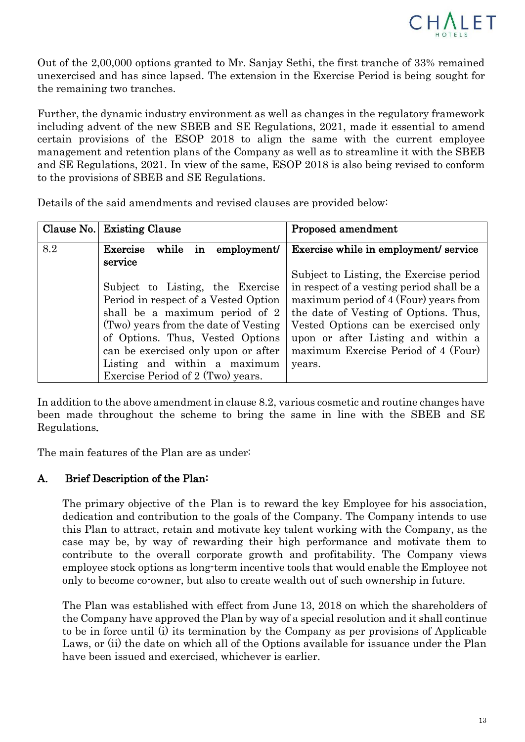Out of the 2,00,000 options granted to Mr. Sanjay Sethi, the first tranche of 33% remained unexercised and has since lapsed. The extension in the Exercise Period is being sought for the remaining two tranches.

Further, the dynamic industry environment as well as changes in the regulatory framework including advent of the new SBEB and SE Regulations, 2021, made it essential to amend certain provisions of the ESOP 2018 to align the same with the current employee management and retention plans of the Company as well as to streamline it with the SBEB and SE Regulations, 2021. In view of the same, ESOP 2018 is also being revised to conform to the provisions of SBEB and SE Regulations.

Details of the said amendments and revised clauses are provided below:

| Clause No. | Existing Clause | Proposed amendment |
|---|---|---|
| 8.2 | **Exercise while in employment/ service**<br><br>Subject to Listing, the Exercise Period in respect of a Vested Option shall be a maximum period of 2 (Two) years from the date of Vesting of Options. Thus, Vested Options can be exercised only upon or after Listing and within a maximum Exercise Period of 2 (Two) years. | **Exercise while in employment/ service**<br><br>Subject to Listing, the Exercise period in respect of a vesting period shall be a maximum period of 4 (Four) years from the date of Vesting of Options. Thus, Vested Options can be exercised only upon or after Listing and within a maximum Exercise Period of 4 (Four) years. |

In addition to the above amendment in clause 8.2, various cosmetic and routine changes have been made throughout the scheme to bring the same in line with the SBEB and SE Regulations.

The main features of the Plan are as under:

## A. Brief Description of the Plan:

The primary objective of the Plan is to reward the key Employee for his association, dedication and contribution to the goals of the Company. The Company intends to use this Plan to attract, retain and motivate key talent working with the Company, as the case may be, by way of rewarding their high performance and motivate them to contribute to the overall corporate growth and profitability. The Company views employee stock options as long-term incentive tools that would enable the Employee not only to become co-owner, but also to create wealth out of such ownership in future.

The Plan was established with effect from June 13, 2018 on which the shareholders of the Company have approved the Plan by way of a special resolution and it shall continue to be in force until (i) its termination by the Company as per provisions of Applicable Laws, or (ii) the date on which all of the Options available for issuance under the Plan have been issued and exercised, whichever is earlier.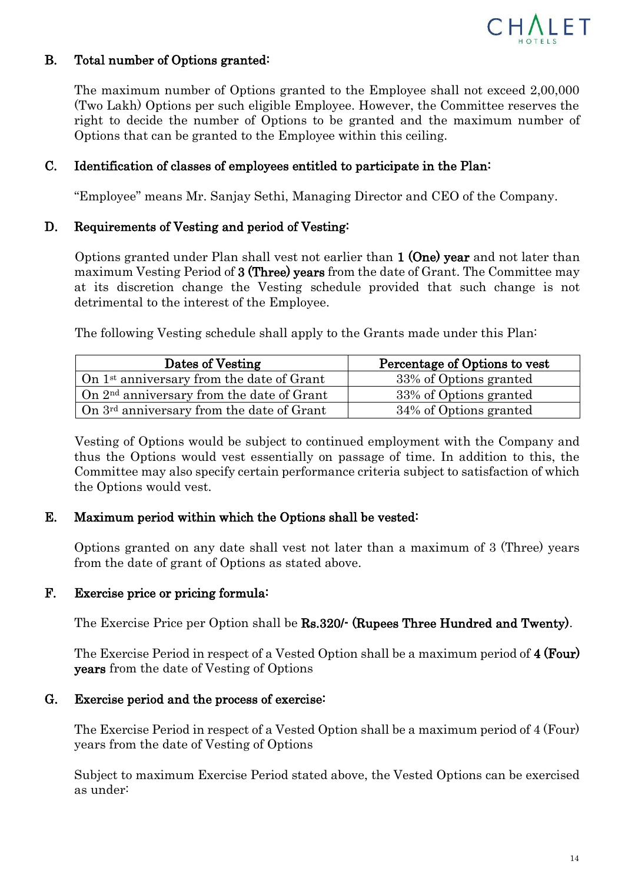### B. Total number of Options granted:

The maximum number of Options granted to the Employee shall not exceed 2,00,000 (Two Lakh) Options per such eligible Employee. However, the Committee reserves the right to decide the number of Options to be granted and the maximum number of Options that can be granted to the Employee within this ceiling.

### C. Identification of classes of employees entitled to participate in the Plan:

"Employee" means Mr. Sanjay Sethi, Managing Director and CEO of the Company.

### D. Requirements of Vesting and period of Vesting:

Options granted under Plan shall vest not earlier than **1 (One) year** and not later than maximum Vesting Period of **3 (Three) years** from the date of Grant. The Committee may at its discretion change the Vesting schedule provided that such change is not detrimental to the interest of the Employee.

The following Vesting schedule shall apply to the Grants made under this Plan:

| Dates of Vesting | Percentage of Options to vest |
|---|---|
| On 1st anniversary from the date of Grant | 33% of Options granted |
| On 2nd anniversary from the date of Grant | 33% of Options granted |
| On 3rd anniversary from the date of Grant | 34% of Options granted |

Vesting of Options would be subject to continued employment with the Company and thus the Options would vest essentially on passage of time. In addition to this, the Committee may also specify certain performance criteria subject to satisfaction of which the Options would vest.

### E. Maximum period within which the Options shall be vested:

Options granted on any date shall vest not later than a maximum of 3 (Three) years from the date of grant of Options as stated above.

### F. Exercise price or pricing formula:

The Exercise Price per Option shall be **Rs.320/- (Rupees Three Hundred and Twenty)**.

The Exercise Period in respect of a Vested Option shall be a maximum period of **4 (Four) years** from the date of Vesting of Options

### G. Exercise period and the process of exercise:

The Exercise Period in respect of a Vested Option shall be a maximum period of 4 (Four) years from the date of Vesting of Options

Subject to maximum Exercise Period stated above, the Vested Options can be exercised as under: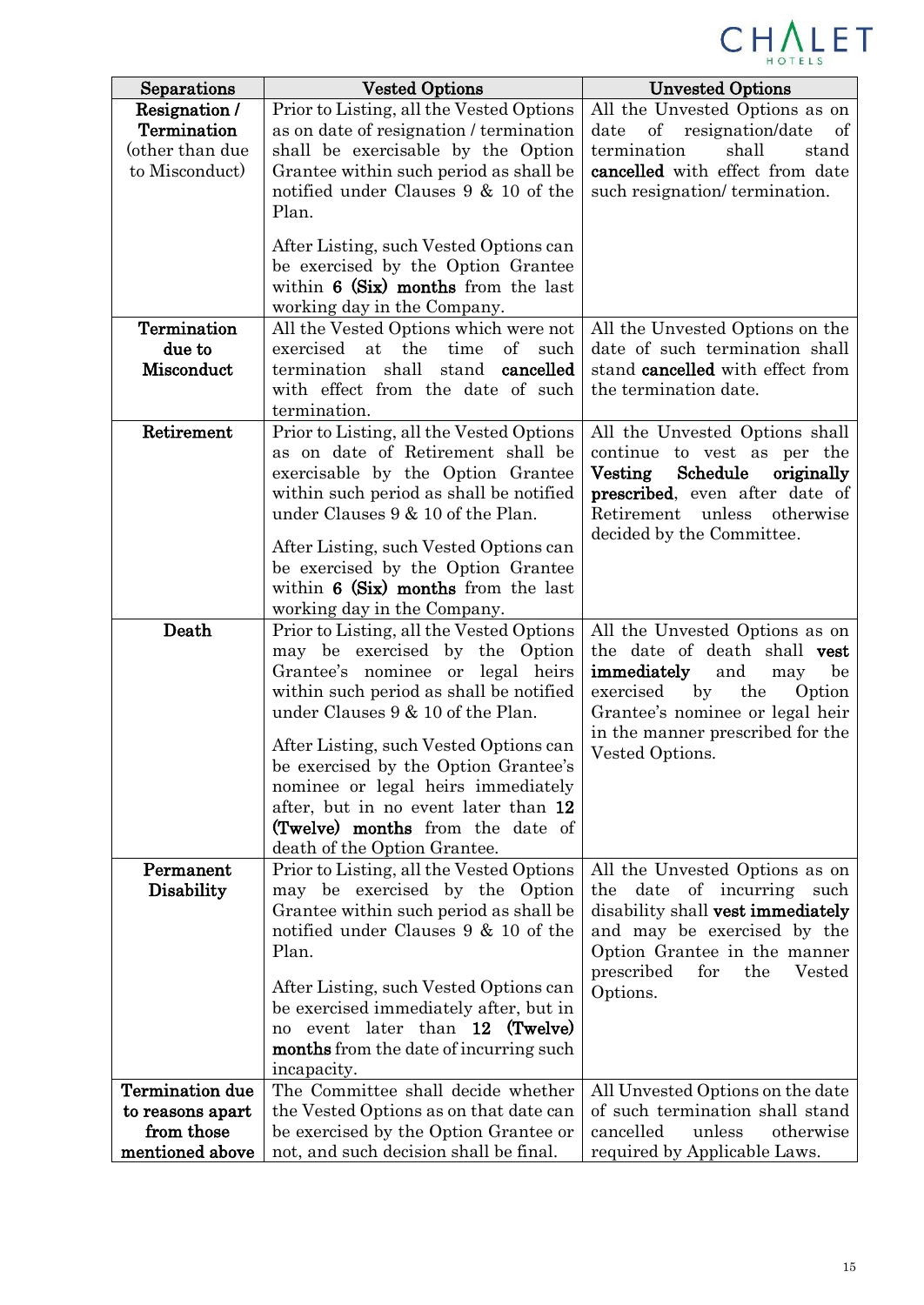| Separations | Vested Options | Unvested Options |
|---|---|---|
| **Resignation / Termination** (other than due to Misconduct) | Prior to Listing, all the Vested Options as on date of resignation / termination shall be exercisable by the Option Grantee within such period as shall be notified under Clauses 9 & 10 of the Plan.<br><br>After Listing, such Vested Options can be exercised by the Option Grantee within **6 (Six) months** from the last working day in the Company. | All the Unvested Options as on date of resignation/date of termination shall stand **cancelled** with effect from date such resignation/ termination. |
| **Termination due to Misconduct** | All the Vested Options which were not exercised at the time of such termination shall stand **cancelled** with effect from the date of such termination. | All the Unvested Options on the date of such termination shall stand **cancelled** with effect from the termination date. |
| **Retirement** | Prior to Listing, all the Vested Options as on date of Retirement shall be exercisable by the Option Grantee within such period as shall be notified under Clauses 9 & 10 of the Plan.<br><br>After Listing, such Vested Options can be exercised by the Option Grantee within **6 (Six) months** from the last working day in the Company. | All the Unvested Options shall continue to vest as per the **Vesting Schedule originally prescribed**, even after date of Retirement unless otherwise decided by the Committee. |
| **Death** | Prior to Listing, all the Vested Options may be exercised by the Option Grantee's nominee or legal heirs within such period as shall be notified under Clauses 9 & 10 of the Plan.<br><br>After Listing, such Vested Options can be exercised by the Option Grantee's nominee or legal heirs immediately after, but in no event later than **12 (Twelve) months** from the date of death of the Option Grantee. | All the Unvested Options as on the date of death shall **vest immediately** and may be exercised by the Option Grantee's nominee or legal heir in the manner prescribed for the Vested Options. |
| **Permanent Disability** | Prior to Listing, all the Vested Options may be exercised by the Option Grantee within such period as shall be notified under Clauses 9 & 10 of the Plan.<br><br>After Listing, such Vested Options can be exercised immediately after, but in no event later than **12 (Twelve) months** from the date of incurring such incapacity. | All the Unvested Options as on the date of incurring such disability shall **vest immediately** and may be exercised by the Option Grantee in the manner prescribed for the Vested Options. |
| **Termination due to reasons apart from those mentioned above** | The Committee shall decide whether the Vested Options as on that date can be exercised by the Option Grantee or not, and such decision shall be final. | All Unvested Options on the date of such termination shall stand cancelled unless otherwise required by Applicable Laws. |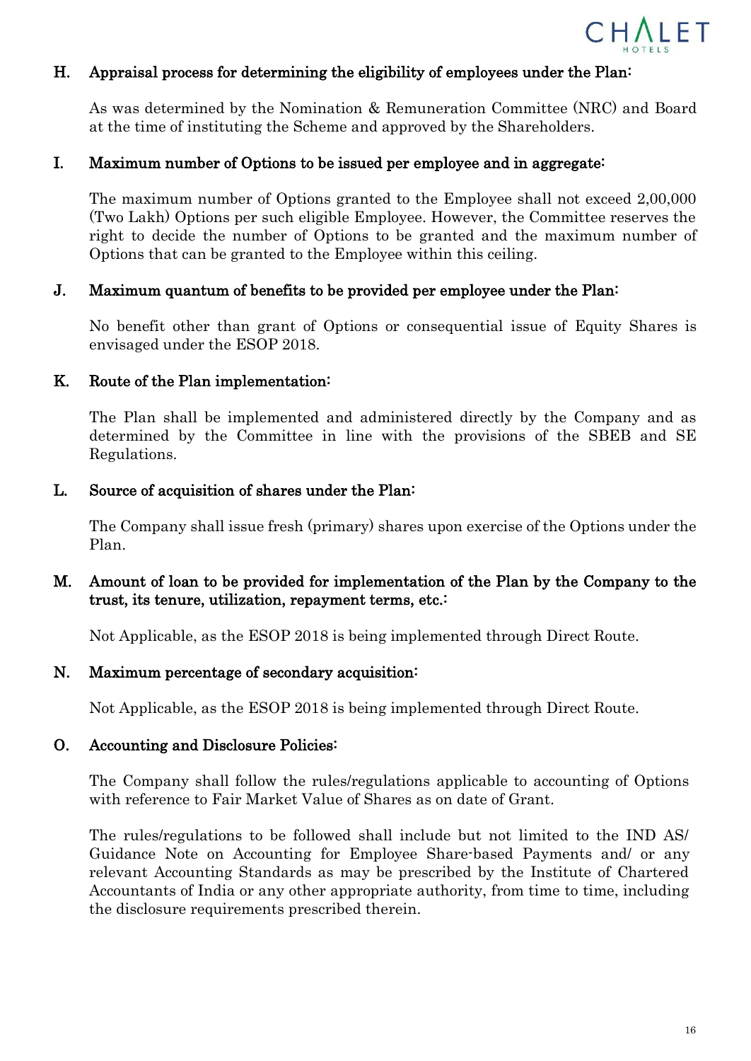### H. Appraisal process for determining the eligibility of employees under the Plan:

As was determined by the Nomination & Remuneration Committee (NRC) and Board at the time of instituting the Scheme and approved by the Shareholders.

### I. Maximum number of Options to be issued per employee and in aggregate:

The maximum number of Options granted to the Employee shall not exceed 2,00,000 (Two Lakh) Options per such eligible Employee. However, the Committee reserves the right to decide the number of Options to be granted and the maximum number of Options that can be granted to the Employee within this ceiling.

### J. Maximum quantum of benefits to be provided per employee under the Plan:

No benefit other than grant of Options or consequential issue of Equity Shares is envisaged under the ESOP 2018.

### K. Route of the Plan implementation:

The Plan shall be implemented and administered directly by the Company and as determined by the Committee in line with the provisions of the SBEB and SE Regulations.

### L. Source of acquisition of shares under the Plan:

The Company shall issue fresh (primary) shares upon exercise of the Options under the Plan.

### M. Amount of loan to be provided for implementation of the Plan by the Company to the trust, its tenure, utilization, repayment terms, etc.:

Not Applicable, as the ESOP 2018 is being implemented through Direct Route.

### N. Maximum percentage of secondary acquisition:

Not Applicable, as the ESOP 2018 is being implemented through Direct Route.

### O. Accounting and Disclosure Policies:

The Company shall follow the rules/regulations applicable to accounting of Options with reference to Fair Market Value of Shares as on date of Grant.

The rules/regulations to be followed shall include but not limited to the IND AS/ Guidance Note on Accounting for Employee Share-based Payments and/ or any relevant Accounting Standards as may be prescribed by the Institute of Chartered Accountants of India or any other appropriate authority, from time to time, including the disclosure requirements prescribed therein.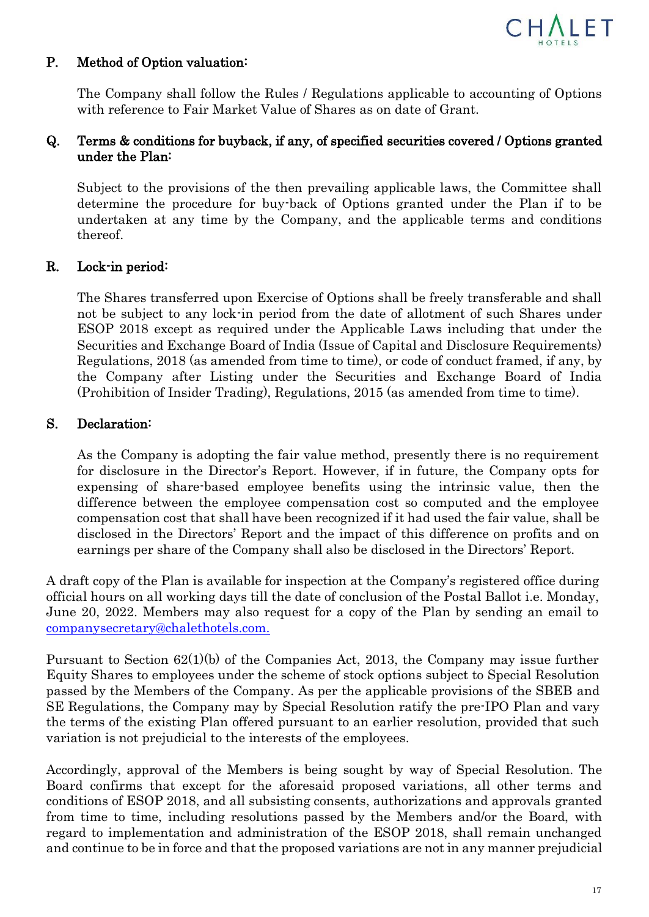### P. Method of Option valuation:

The Company shall follow the Rules / Regulations applicable to accounting of Options with reference to Fair Market Value of Shares as on date of Grant.

### Q. Terms & conditions for buyback, if any, of specified securities covered / Options granted under the Plan:

Subject to the provisions of the then prevailing applicable laws, the Committee shall determine the procedure for buy-back of Options granted under the Plan if to be undertaken at any time by the Company, and the applicable terms and conditions thereof.

### R. Lock-in period:

The Shares transferred upon Exercise of Options shall be freely transferable and shall not be subject to any lock-in period from the date of allotment of such Shares under ESOP 2018 except as required under the Applicable Laws including that under the Securities and Exchange Board of India (Issue of Capital and Disclosure Requirements) Regulations, 2018 (as amended from time to time), or code of conduct framed, if any, by the Company after Listing under the Securities and Exchange Board of India (Prohibition of Insider Trading), Regulations, 2015 (as amended from time to time).

### S. Declaration:

As the Company is adopting the fair value method, presently there is no requirement for disclosure in the Director's Report. However, if in future, the Company opts for expensing of share-based employee benefits using the intrinsic value, then the difference between the employee compensation cost so computed and the employee compensation cost that shall have been recognized if it had used the fair value, shall be disclosed in the Directors' Report and the impact of this difference on profits and on earnings per share of the Company shall also be disclosed in the Directors' Report.

A draft copy of the Plan is available for inspection at the Company's registered office during official hours on all working days till the date of conclusion of the Postal Ballot i.e. Monday, June 20, 2022. Members may also request for a copy of the Plan by sending an email to companysecretary@chalethotels.com.

Pursuant to Section 62(1)(b) of the Companies Act, 2013, the Company may issue further Equity Shares to employees under the scheme of stock options subject to Special Resolution passed by the Members of the Company. As per the applicable provisions of the SBEB and SE Regulations, the Company may by Special Resolution ratify the pre-IPO Plan and vary the terms of the existing Plan offered pursuant to an earlier resolution, provided that such variation is not prejudicial to the interests of the employees.

Accordingly, approval of the Members is being sought by way of Special Resolution. The Board confirms that except for the aforesaid proposed variations, all other terms and conditions of ESOP 2018, and all subsisting consents, authorizations and approvals granted from time to time, including resolutions passed by the Members and/or the Board, with regard to implementation and administration of the ESOP 2018, shall remain unchanged and continue to be in force and that the proposed variations are not in any manner prejudicial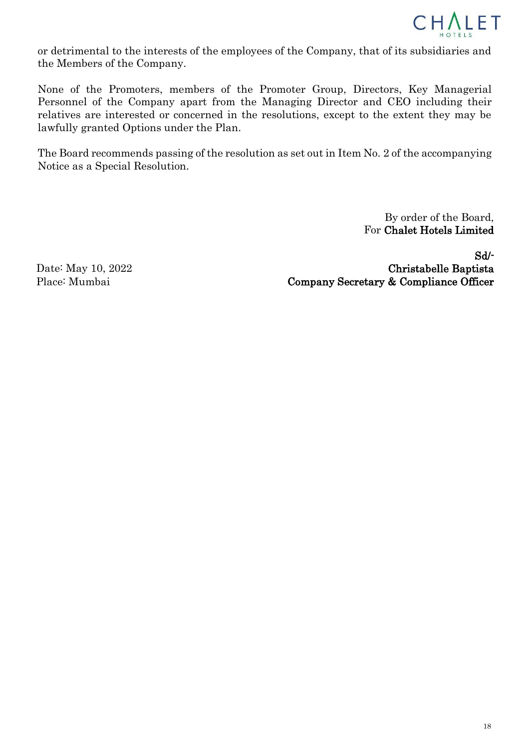or detrimental to the interests of the employees of the Company, that of its subsidiaries and the Members of the Company.

None of the Promoters, members of the Promoter Group, Directors, Key Managerial Personnel of the Company apart from the Managing Director and CEO including their relatives are interested or concerned in the resolutions, except to the extent they may be lawfully granted Options under the Plan.

The Board recommends passing of the resolution as set out in Item No. 2 of the accompanying Notice as a Special Resolution.

By order of the Board,
For **Chalet Hotels Limited**

**Sd/-**
**Christabelle Baptista**
**Company Secretary & Compliance Officer**

Date: May 10, 2022
Place: Mumbai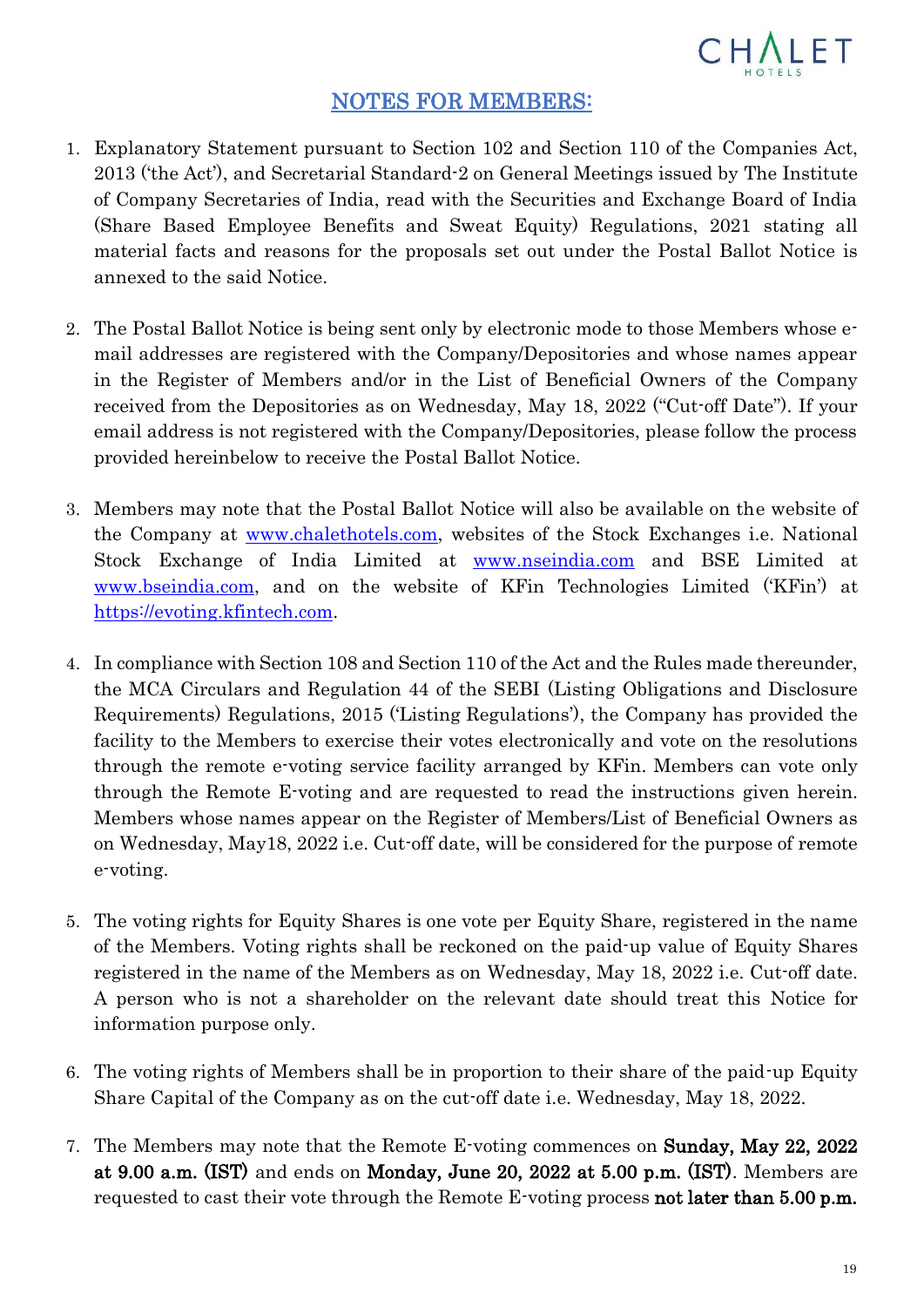## NOTES FOR MEMBERS:

1. Explanatory Statement pursuant to Section 102 and Section 110 of the Companies Act, 2013 ('the Act'), and Secretarial Standard-2 on General Meetings issued by The Institute of Company Secretaries of India, read with the Securities and Exchange Board of India (Share Based Employee Benefits and Sweat Equity) Regulations, 2021 stating all material facts and reasons for the proposals set out under the Postal Ballot Notice is annexed to the said Notice.

2. The Postal Ballot Notice is being sent only by electronic mode to those Members whose e-mail addresses are registered with the Company/Depositories and whose names appear in the Register of Members and/or in the List of Beneficial Owners of the Company received from the Depositories as on Wednesday, May 18, 2022 ("Cut-off Date"). If your email address is not registered with the Company/Depositories, please follow the process provided hereinbelow to receive the Postal Ballot Notice.

3. Members may note that the Postal Ballot Notice will also be available on the website of the Company at www.chalethotels.com, websites of the Stock Exchanges i.e. National Stock Exchange of India Limited at www.nseindia.com and BSE Limited at www.bseindia.com, and on the website of KFin Technologies Limited ('KFin') at https://evoting.kfintech.com.

4. In compliance with Section 108 and Section 110 of the Act and the Rules made thereunder, the MCA Circulars and Regulation 44 of the SEBI (Listing Obligations and Disclosure Requirements) Regulations, 2015 ('Listing Regulations'), the Company has provided the facility to the Members to exercise their votes electronically and vote on the resolutions through the remote e-voting service facility arranged by KFin. Members can vote only through the Remote E-voting and are requested to read the instructions given herein. Members whose names appear on the Register of Members/List of Beneficial Owners as on Wednesday, May18, 2022 i.e. Cut-off date, will be considered for the purpose of remote e-voting.

5. The voting rights for Equity Shares is one vote per Equity Share, registered in the name of the Members. Voting rights shall be reckoned on the paid-up value of Equity Shares registered in the name of the Members as on Wednesday, May 18, 2022 i.e. Cut-off date. A person who is not a shareholder on the relevant date should treat this Notice for information purpose only.

6. The voting rights of Members shall be in proportion to their share of the paid-up Equity Share Capital of the Company as on the cut-off date i.e. Wednesday, May 18, 2022.

7. The Members may note that the Remote E-voting commences on **Sunday, May 22, 2022 at 9.00 a.m. (IST)** and ends on **Monday, June 20, 2022 at 5.00 p.m. (IST)**. Members are requested to cast their vote through the Remote E-voting process **not later than 5.00 p.m.**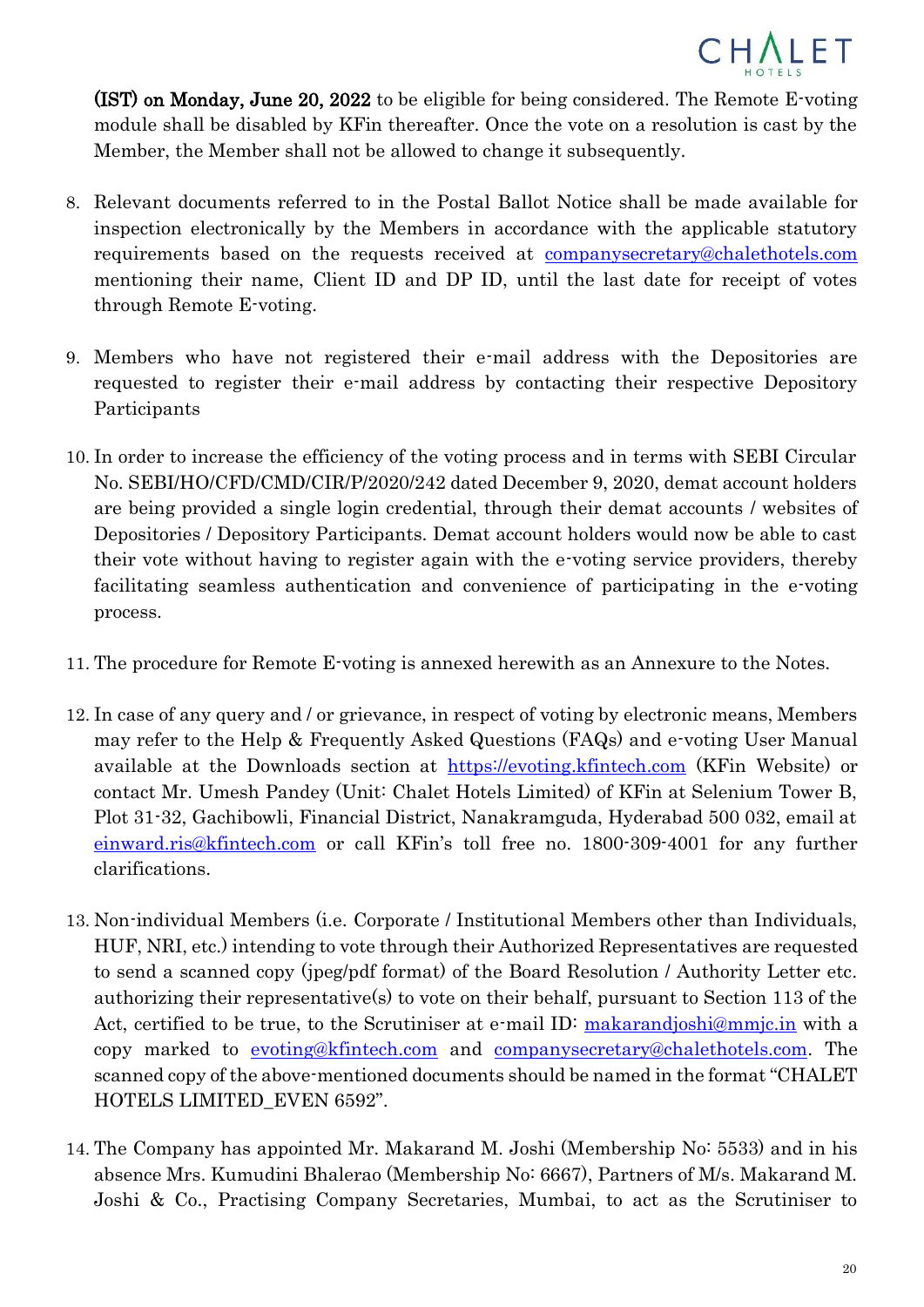**(IST) on Monday, June 20, 2022** to be eligible for being considered. The Remote E-voting module shall be disabled by KFin thereafter. Once the vote on a resolution is cast by the Member, the Member shall not be allowed to change it subsequently.

8. Relevant documents referred to in the Postal Ballot Notice shall be made available for inspection electronically by the Members in accordance with the applicable statutory requirements based on the requests received at companysecretary@chalethotels.com mentioning their name, Client ID and DP ID, until the last date for receipt of votes through Remote E-voting.

9. Members who have not registered their e-mail address with the Depositories are requested to register their e-mail address by contacting their respective Depository Participants

10. In order to increase the efficiency of the voting process and in terms with SEBI Circular No. SEBI/HO/CFD/CMD/CIR/P/2020/242 dated December 9, 2020, demat account holders are being provided a single login credential, through their demat accounts / websites of Depositories / Depository Participants. Demat account holders would now be able to cast their vote without having to register again with the e-voting service providers, thereby facilitating seamless authentication and convenience of participating in the e-voting process.

11. The procedure for Remote E-voting is annexed herewith as an Annexure to the Notes.

12. In case of any query and / or grievance, in respect of voting by electronic means, Members may refer to the Help & Frequently Asked Questions (FAQs) and e-voting User Manual available at the Downloads section at https://evoting.kfintech.com (KFin Website) or contact Mr. Umesh Pandey (Unit: Chalet Hotels Limited) of KFin at Selenium Tower B, Plot 31-32, Gachibowli, Financial District, Nanakramguda, Hyderabad 500 032, email at einward.ris@kfintech.com or call KFin's toll free no. 1800-309-4001 for any further clarifications.

13. Non-individual Members (i.e. Corporate / Institutional Members other than Individuals, HUF, NRI, etc.) intending to vote through their Authorized Representatives are requested to send a scanned copy (jpeg/pdf format) of the Board Resolution / Authority Letter etc. authorizing their representative(s) to vote on their behalf, pursuant to Section 113 of the Act, certified to be true, to the Scrutiniser at e-mail ID: makarandjoshi@mmjc.in with a copy marked to evoting@kfintech.com and companysecretary@chalethotels.com. The scanned copy of the above-mentioned documents should be named in the format "CHALET HOTELS LIMITED_EVEN 6592".

14. The Company has appointed Mr. Makarand M. Joshi (Membership No: 5533) and in his absence Mrs. Kumudini Bhalerao (Membership No: 6667), Partners of M/s. Makarand M. Joshi & Co., Practising Company Secretaries, Mumbai, to act as the Scrutiniser to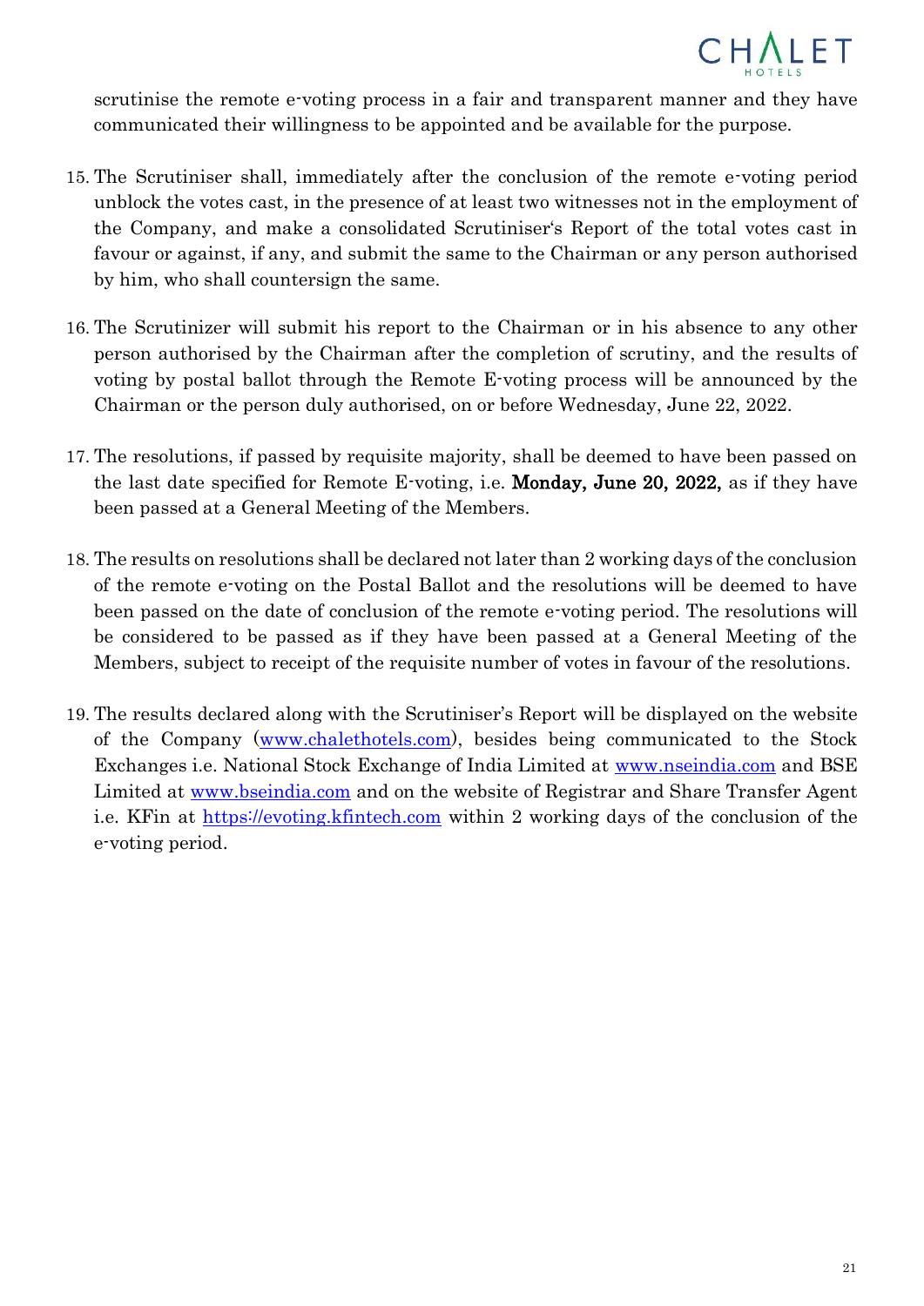scrutinise the remote e-voting process in a fair and transparent manner and they have communicated their willingness to be appointed and be available for the purpose.

15. The Scrutiniser shall, immediately after the conclusion of the remote e-voting period unblock the votes cast, in the presence of at least two witnesses not in the employment of the Company, and make a consolidated Scrutiniser's Report of the total votes cast in favour or against, if any, and submit the same to the Chairman or any person authorised by him, who shall countersign the same.

16. The Scrutinizer will submit his report to the Chairman or in his absence to any other person authorised by the Chairman after the completion of scrutiny, and the results of voting by postal ballot through the Remote E-voting process will be announced by the Chairman or the person duly authorised, on or before Wednesday, June 22, 2022.

17. The resolutions, if passed by requisite majority, shall be deemed to have been passed on the last date specified for Remote E-voting, i.e. **Monday, June 20, 2022,** as if they have been passed at a General Meeting of the Members.

18. The results on resolutions shall be declared not later than 2 working days of the conclusion of the remote e-voting on the Postal Ballot and the resolutions will be deemed to have been passed on the date of conclusion of the remote e-voting period. The resolutions will be considered to be passed as if they have been passed at a General Meeting of the Members, subject to receipt of the requisite number of votes in favour of the resolutions.

19. The results declared along with the Scrutiniser's Report will be displayed on the website of the Company (www.chalethotels.com), besides being communicated to the Stock Exchanges i.e. National Stock Exchange of India Limited at www.nseindia.com and BSE Limited at www.bseindia.com and on the website of Registrar and Share Transfer Agent i.e. KFin at https://evoting.kfintech.com within 2 working days of the conclusion of the e-voting period.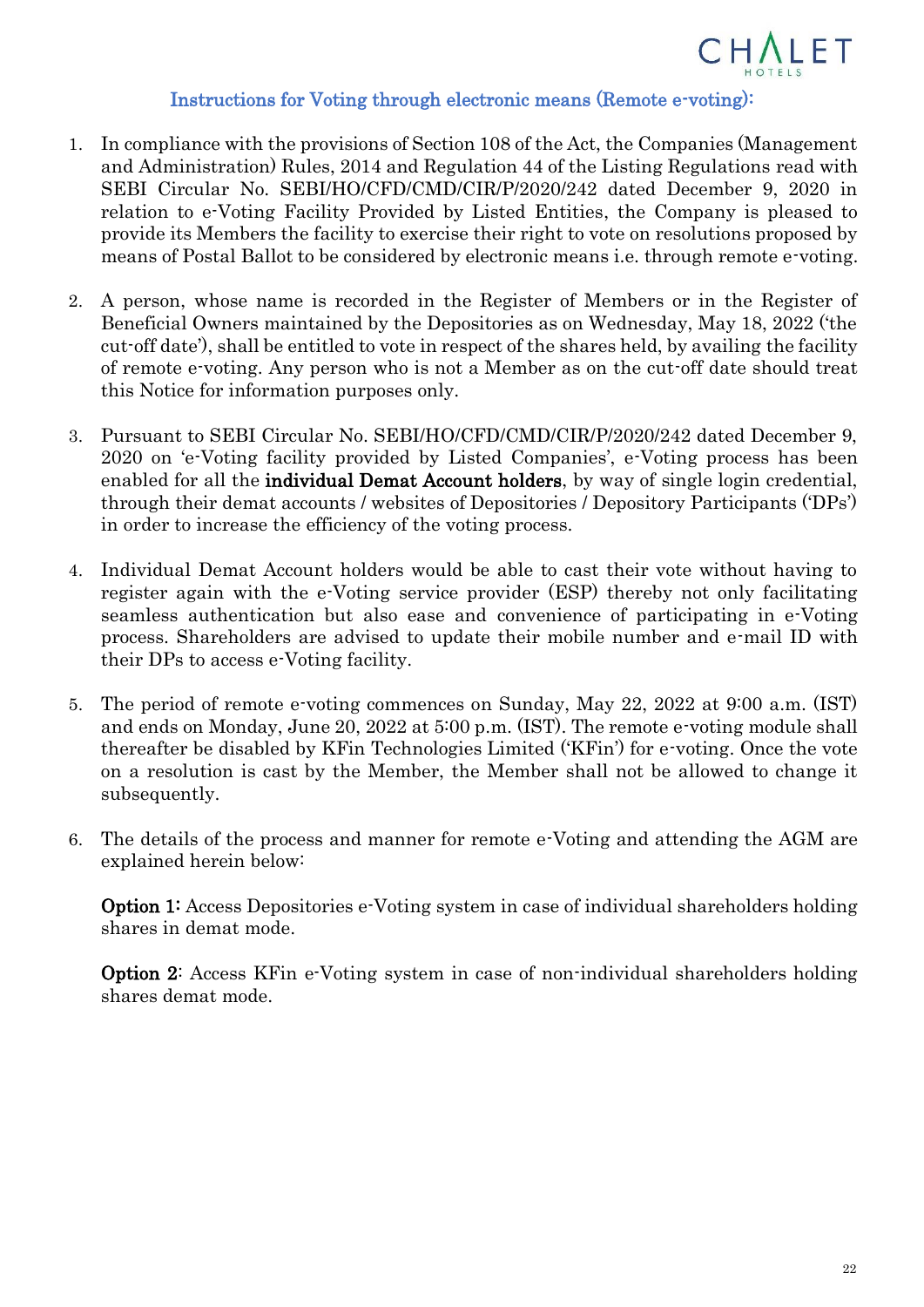## Instructions for Voting through electronic means (Remote e-voting):

1. In compliance with the provisions of Section 108 of the Act, the Companies (Management and Administration) Rules, 2014 and Regulation 44 of the Listing Regulations read with SEBI Circular No. SEBI/HO/CFD/CMD/CIR/P/2020/242 dated December 9, 2020 in relation to e-Voting Facility Provided by Listed Entities, the Company is pleased to provide its Members the facility to exercise their right to vote on resolutions proposed by means of Postal Ballot to be considered by electronic means i.e. through remote e-voting.

2. A person, whose name is recorded in the Register of Members or in the Register of Beneficial Owners maintained by the Depositories as on Wednesday, May 18, 2022 ('the cut-off date'), shall be entitled to vote in respect of the shares held, by availing the facility of remote e-voting. Any person who is not a Member as on the cut-off date should treat this Notice for information purposes only.

3. Pursuant to SEBI Circular No. SEBI/HO/CFD/CMD/CIR/P/2020/242 dated December 9, 2020 on 'e-Voting facility provided by Listed Companies', e-Voting process has been enabled for all the **individual Demat Account holders**, by way of single login credential, through their demat accounts / websites of Depositories / Depository Participants ('DPs') in order to increase the efficiency of the voting process.

4. Individual Demat Account holders would be able to cast their vote without having to register again with the e-Voting service provider (ESP) thereby not only facilitating seamless authentication but also ease and convenience of participating in e-Voting process. Shareholders are advised to update their mobile number and e-mail ID with their DPs to access e-Voting facility.

5. The period of remote e-voting commences on Sunday, May 22, 2022 at 9:00 a.m. (IST) and ends on Monday, June 20, 2022 at 5:00 p.m. (IST). The remote e-voting module shall thereafter be disabled by KFin Technologies Limited ('KFin') for e-voting. Once the vote on a resolution is cast by the Member, the Member shall not be allowed to change it subsequently.

6. The details of the process and manner for remote e-Voting and attending the AGM are explained herein below:

   **Option 1:** Access Depositories e-Voting system in case of individual shareholders holding shares in demat mode.

   **Option 2**: Access KFin e-Voting system in case of non-individual shareholders holding shares demat mode.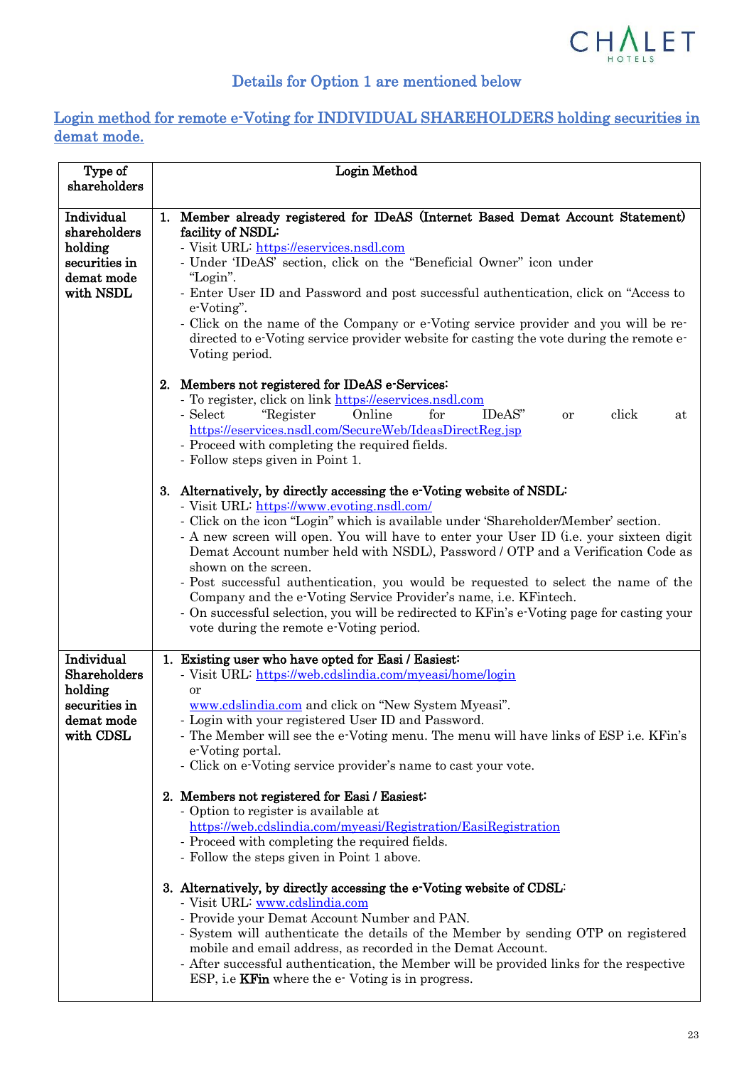## Details for Option 1 are mentioned below

### Login method for remote e-Voting for INDIVIDUAL SHAREHOLDERS holding securities in demat mode.

| Type of shareholders | Login Method |
|---|---|
| **Individual shareholders holding securities in demat mode with NSDL** | **1. Member already registered for IDeAS (Internet Based Demat Account Statement) facility of NSDL:**<br>- Visit URL: https://eservices.nsdl.com<br>- Under 'IDeAS' section, click on the "Beneficial Owner" icon under "Login".<br>- Enter User ID and Password and post successful authentication, click on "Access to e-Voting".<br>- Click on the name of the Company or e-Voting service provider and you will be re-directed to e-Voting service provider website for casting the vote during the remote e-Voting period.<br><br>**2. Members not registered for IDeAS e-Services:**<br>- To register, click on link https://eservices.nsdl.com<br>- Select "Register Online for IDeAS" or click at https://eservices.nsdl.com/SecureWeb/IdeasDirectReg.jsp<br>- Proceed with completing the required fields.<br>- Follow steps given in Point 1.<br><br>**3. Alternatively, by directly accessing the e-Voting website of NSDL:**<br>- Visit URL: https://www.evoting.nsdl.com/<br>- Click on the icon "Login" which is available under 'Shareholder/Member' section.<br>- A new screen will open. You will have to enter your User ID (i.e. your sixteen digit Demat Account number held with NSDL), Password / OTP and a Verification Code as shown on the screen.<br>- Post successful authentication, you would be requested to select the name of the Company and the e-Voting Service Provider's name, i.e. KFintech.<br>- On successful selection, you will be redirected to KFin's e-Voting page for casting your vote during the remote e-Voting period. |
| **Individual Shareholders holding securities in demat mode with CDSL** | **1. Existing user who have opted for Easi / Easiest:**<br>- Visit URL: https://web.cdslindia.com/myeasi/home/login<br>or<br>www.cdslindia.com and click on "New System Myeasi".<br>- Login with your registered User ID and Password.<br>- The Member will see the e-Voting menu. The menu will have links of ESP i.e. KFin's e-Voting portal.<br>- Click on e-Voting service provider's name to cast your vote.<br><br>**2. Members not registered for Easi / Easiest:**<br>- Option to register is available at https://web.cdslindia.com/myeasi/Registration/EasiRegistration<br>- Proceed with completing the required fields.<br>- Follow the steps given in Point 1 above.<br><br>**3. Alternatively, by directly accessing the e-Voting website of CDSL:**<br>- Visit URL: www.cdslindia.com<br>- Provide your Demat Account Number and PAN.<br>- System will authenticate the details of the Member by sending OTP on registered mobile and email address, as recorded in the Demat Account.<br>- After successful authentication, the Member will be provided links for the respective ESP, i.e **KFin** where the e- Voting is in progress. |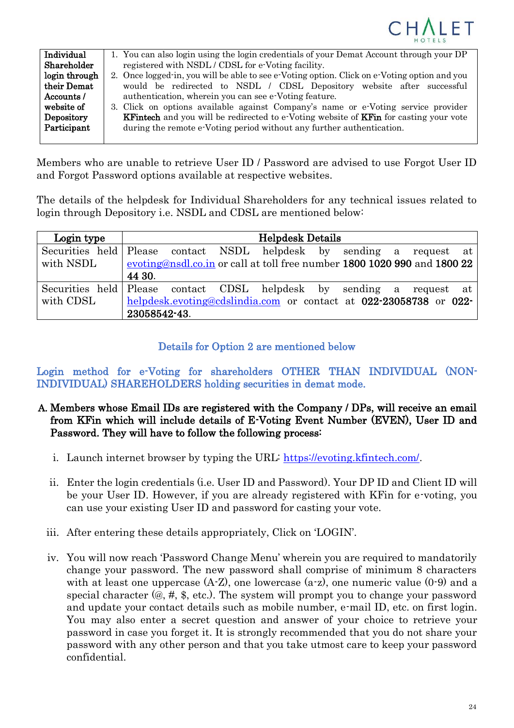| Individual Shareholder login through their Demat Accounts / website of Depository Participant | 1. You can also login using the login credentials of your Demat Account through your DP registered with NSDL / CDSL for e-Voting facility.<br>2. Once logged-in, you will be able to see e-Voting option. Click on e-Voting option and you would be redirected to NSDL / CDSL Depository website after successful authentication, wherein you can see e-Voting feature.<br>3. Click on options available against Company's name or e-Voting service provider **KFintech** and you will be redirected to e-Voting website of **KFin** for casting your vote during the remote e-Voting period without any further authentication. |
|---|---|

Members who are unable to retrieve User ID / Password are advised to use Forgot User ID and Forgot Password options available at respective websites.

The details of the helpdesk for Individual Shareholders for any technical issues related to login through Depository i.e. NSDL and CDSL are mentioned below:

| Login type | Helpdesk Details |
|---|---|
| Securities held with NSDL | Please contact NSDL helpdesk by sending a request at evoting@nsdl.co.in or call at toll free number **1800 1020 990** and **1800 22 44 30**. |
| Securities held with CDSL | Please contact CDSL helpdesk by sending a request at helpdesk.evoting@cdslindia.com or contact at **022-23058738** or **022-23058542-43**. |

## Details for Option 2 are mentioned below

## Login method for e-Voting for shareholders OTHER THAN INDIVIDUAL (NON-INDIVIDUAL) SHAREHOLDERS holding securities in demat mode.

**A. Members whose Email IDs are registered with the Company / DPs, will receive an email from KFin which will include details of E-Voting Event Number (EVEN), User ID and Password. They will have to follow the following process:**

i. Launch internet browser by typing the URL: https://evoting.kfintech.com/.

ii. Enter the login credentials (i.e. User ID and Password). Your DP ID and Client ID will be your User ID. However, if you are already registered with KFin for e-voting, you can use your existing User ID and password for casting your vote.

iii. After entering these details appropriately, Click on 'LOGIN'.

iv. You will now reach 'Password Change Menu' wherein you are required to mandatorily change your password. The new password shall comprise of minimum 8 characters with at least one uppercase (A-Z), one lowercase (a-z), one numeric value (0-9) and a special character (@, #, $, etc.). The system will prompt you to change your password and update your contact details such as mobile number, e-mail ID, etc. on first login. You may also enter a secret question and answer of your choice to retrieve your password in case you forget it. It is strongly recommended that you do not share your password with any other person and that you take utmost care to keep your password confidential.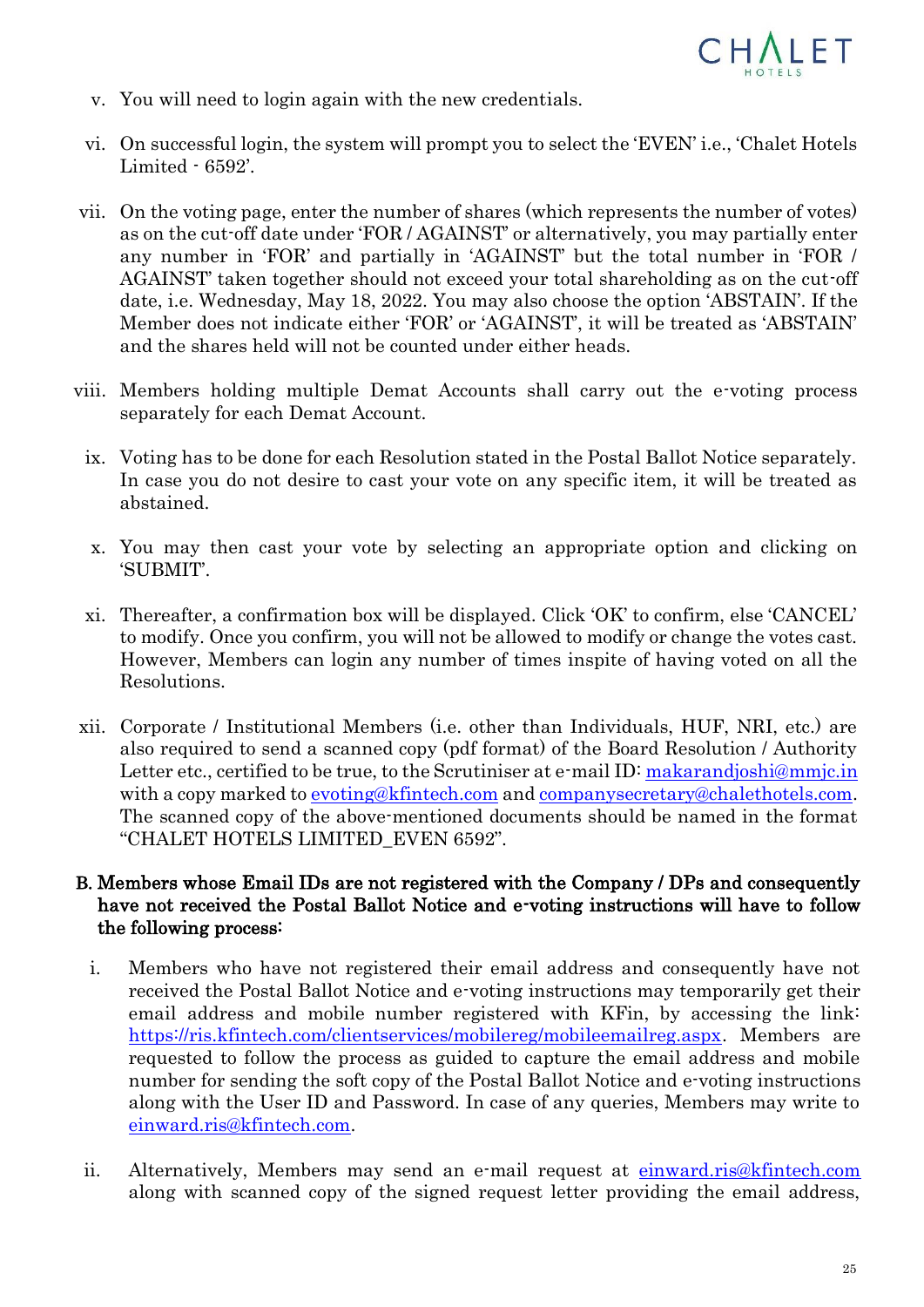v. You will need to login again with the new credentials.

vi. On successful login, the system will prompt you to select the 'EVEN' i.e., 'Chalet Hotels Limited - 6592'.

vii. On the voting page, enter the number of shares (which represents the number of votes) as on the cut-off date under 'FOR / AGAINST' or alternatively, you may partially enter any number in 'FOR' and partially in 'AGAINST' but the total number in 'FOR / AGAINST' taken together should not exceed your total shareholding as on the cut-off date, i.e. Wednesday, May 18, 2022. You may also choose the option 'ABSTAIN'. If the Member does not indicate either 'FOR' or 'AGAINST', it will be treated as 'ABSTAIN' and the shares held will not be counted under either heads.

viii. Members holding multiple Demat Accounts shall carry out the e-voting process separately for each Demat Account.

ix. Voting has to be done for each Resolution stated in the Postal Ballot Notice separately. In case you do not desire to cast your vote on any specific item, it will be treated as abstained.

x. You may then cast your vote by selecting an appropriate option and clicking on 'SUBMIT'.

xi. Thereafter, a confirmation box will be displayed. Click 'OK' to confirm, else 'CANCEL' to modify. Once you confirm, you will not be allowed to modify or change the votes cast. However, Members can login any number of times inspite of having voted on all the Resolutions.

xii. Corporate / Institutional Members (i.e. other than Individuals, HUF, NRI, etc.) are also required to send a scanned copy (pdf format) of the Board Resolution / Authority Letter etc., certified to be true, to the Scrutiniser at e-mail ID: makarandjoshi@mmjc.in with a copy marked to evoting@kfintech.com and companysecretary@chalethotels.com. The scanned copy of the above-mentioned documents should be named in the format "CHALET HOTELS LIMITED_EVEN 6592".

**B. Members whose Email IDs are not registered with the Company / DPs and consequently have not received the Postal Ballot Notice and e-voting instructions will have to follow the following process:**

i. Members who have not registered their email address and consequently have not received the Postal Ballot Notice and e-voting instructions may temporarily get their email address and mobile number registered with KFin, by accessing the link: https://ris.kfintech.com/clientservices/mobilereg/mobileemailreg.aspx. Members are requested to follow the process as guided to capture the email address and mobile number for sending the soft copy of the Postal Ballot Notice and e-voting instructions along with the User ID and Password. In case of any queries, Members may write to einward.ris@kfintech.com.

ii. Alternatively, Members may send an e-mail request at einward.ris@kfintech.com along with scanned copy of the signed request letter providing the email address,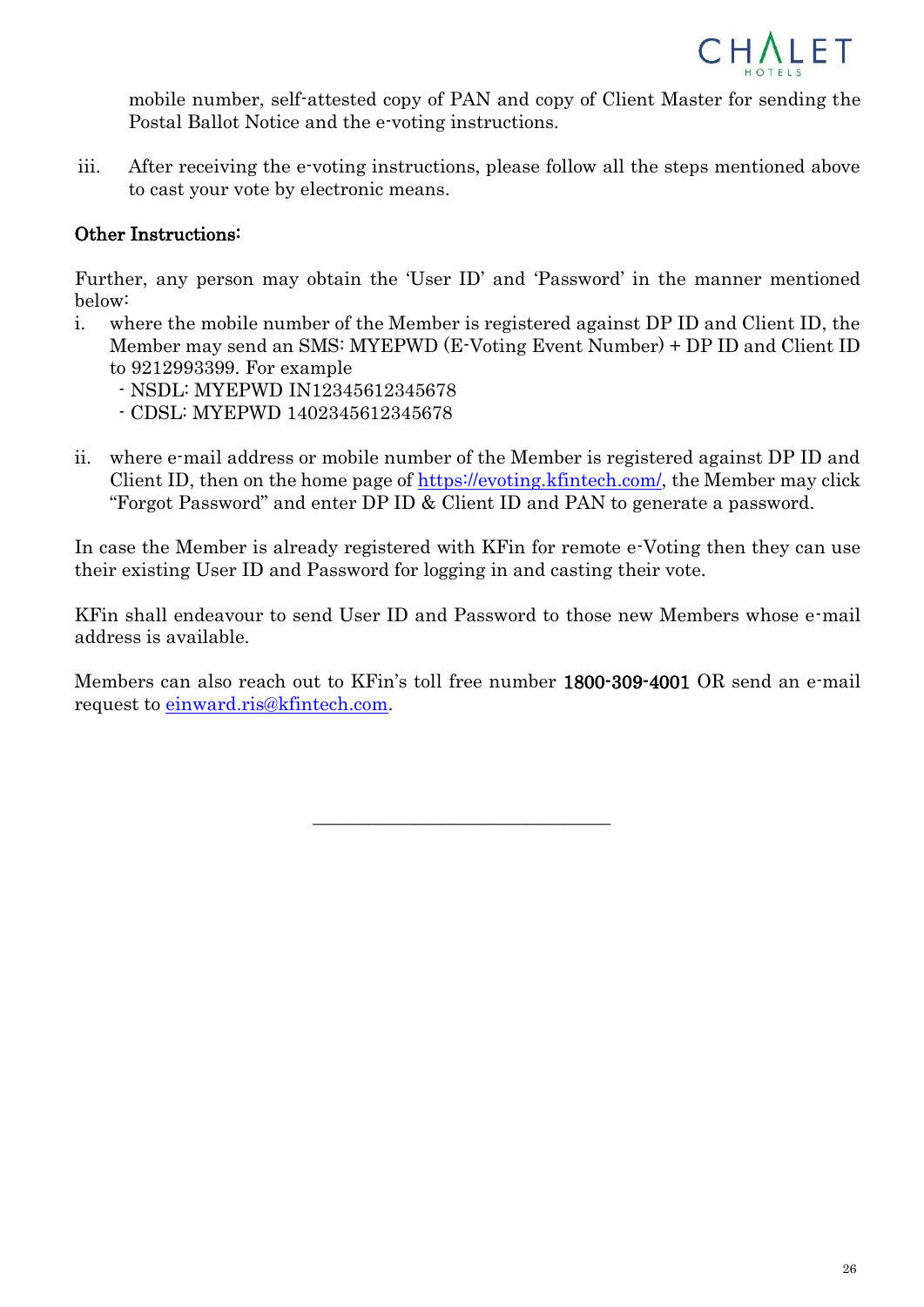mobile number, self-attested copy of PAN and copy of Client Master for sending the Postal Ballot Notice and the e-voting instructions.

iii. After receiving the e-voting instructions, please follow all the steps mentioned above to cast your vote by electronic means.

**Other Instructions:**

Further, any person may obtain the 'User ID' and 'Password' in the manner mentioned below:

i. where the mobile number of the Member is registered against DP ID and Client ID, the Member may send an SMS: MYEPWD (E-Voting Event Number) + DP ID and Client ID to 9212993399. For example
   - NSDL: MYEPWD IN12345612345678
   - CDSL: MYEPWD 1402345612345678

ii. where e-mail address or mobile number of the Member is registered against DP ID and Client ID, then on the home page of https://evoting.kfintech.com/, the Member may click "Forgot Password" and enter DP ID & Client ID and PAN to generate a password.

In case the Member is already registered with KFin for remote e-Voting then they can use their existing User ID and Password for logging in and casting their vote.

KFin shall endeavour to send User ID and Password to those new Members whose e-mail address is available.

Members can also reach out to KFin's toll free number 1800-309-4001 OR send an e-mail request to einward.ris@kfintech.com.

---